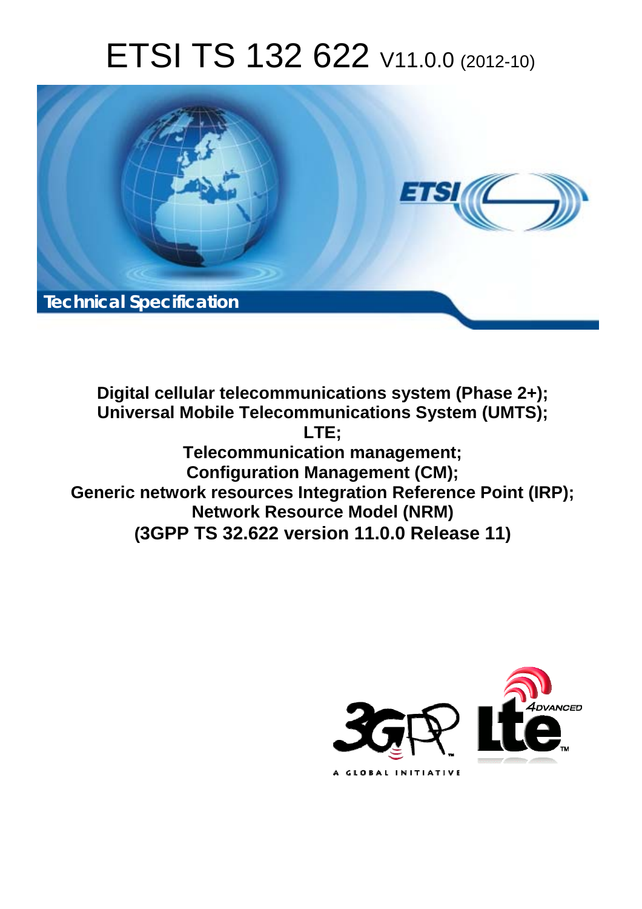# ETSI TS 132 622 V11.0.0 (2012-10)

**Technical Specification**

**Digital cellular telecommunications system (Phase 2+);**
**Universal Mobile Telecommunications System (UMTS);**
**LTE;**
**Telecommunication management;**
**Configuration Management (CM);**
**Generic network resources Integration Reference Point (IRP);**
**Network Resource Model (NRM)**
**(3GPP TS 32.622 version 11.0.0 Release 11)**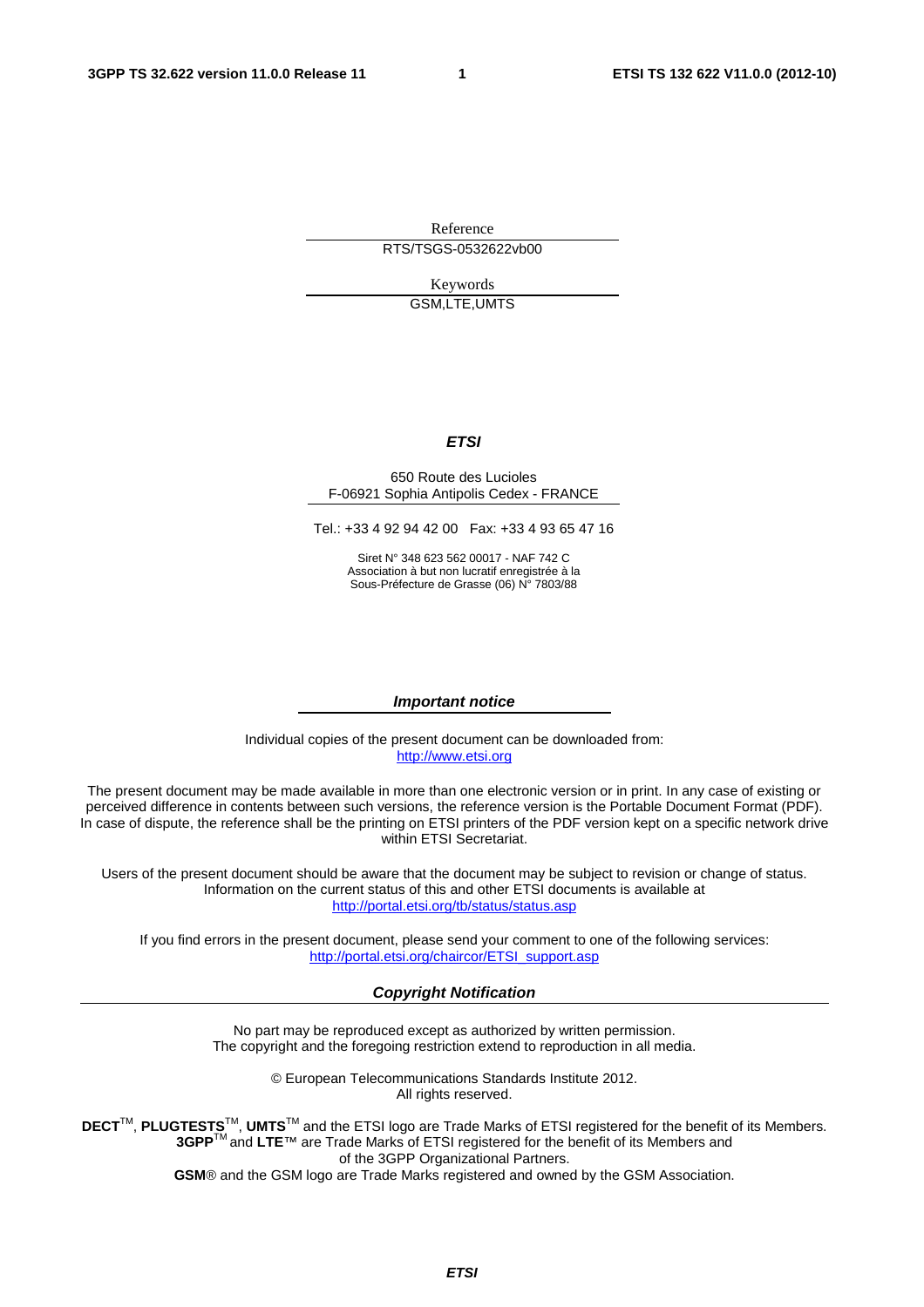Reference

RTS/TSGS-0532622vb00

Keywords

GSM,LTE,UMTS

***ETSI***

650 Route des Lucioles
F-06921 Sophia Antipolis Cedex - FRANCE

Tel.: +33 4 92 94 42 00 Fax: +33 4 93 65 47 16

Siret N° 348 623 562 00017 - NAF 742 C
Association à but non lucratif enregistrée à la
Sous-Préfecture de Grasse (06) N° 7803/88

***Important notice***

Individual copies of the present document can be downloaded from:
http://www.etsi.org

The present document may be made available in more than one electronic version or in print. In any case of existing or perceived difference in contents between such versions, the reference version is the Portable Document Format (PDF). In case of dispute, the reference shall be the printing on ETSI printers of the PDF version kept on a specific network drive within ETSI Secretariat.

Users of the present document should be aware that the document may be subject to revision or change of status. Information on the current status of this and other ETSI documents is available at
http://portal.etsi.org/tb/status/status.asp

If you find errors in the present document, please send your comment to one of the following services:
http://portal.etsi.org/chaircor/ETSI_support.asp

***Copyright Notification***

No part may be reproduced except as authorized by written permission.
The copyright and the foregoing restriction extend to reproduction in all media.

© European Telecommunications Standards Institute 2012.
All rights reserved.

**DECT**™, **PLUGTESTS**™, **UMTS**™ and the ETSI logo are Trade Marks of ETSI registered for the benefit of its Members.
**3GPP**™ and **LTE**™ are Trade Marks of ETSI registered for the benefit of its Members and of the 3GPP Organizational Partners.
**GSM**® and the GSM logo are Trade Marks registered and owned by the GSM Association.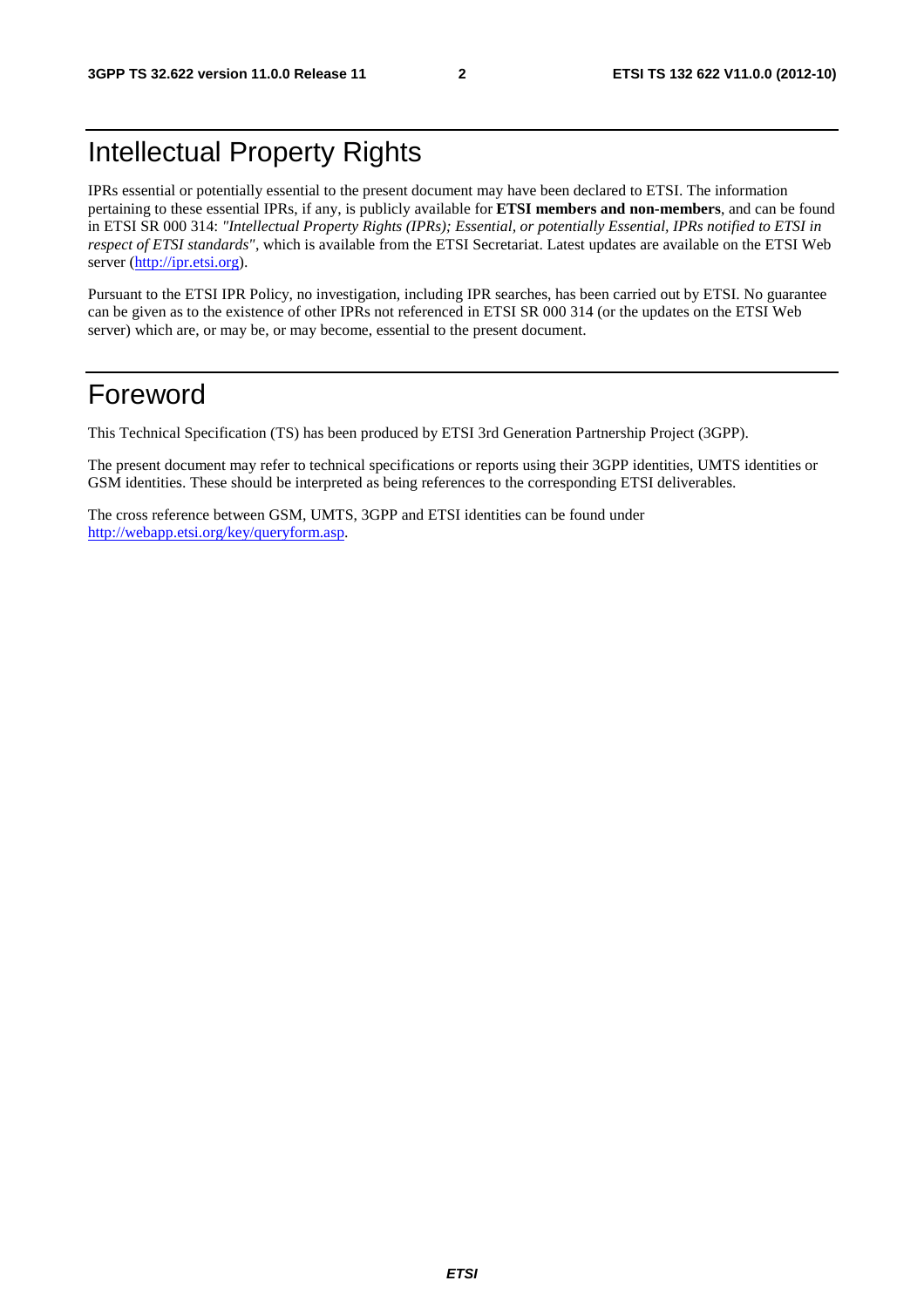# Intellectual Property Rights

IPRs essential or potentially essential to the present document may have been declared to ETSI. The information pertaining to these essential IPRs, if any, is publicly available for **ETSI members and non-members**, and can be found in ETSI SR 000 314: *"Intellectual Property Rights (IPRs); Essential, or potentially Essential, IPRs notified to ETSI in respect of ETSI standards"*, which is available from the ETSI Secretariat. Latest updates are available on the ETSI Web server (http://ipr.etsi.org).

Pursuant to the ETSI IPR Policy, no investigation, including IPR searches, has been carried out by ETSI. No guarantee can be given as to the existence of other IPRs not referenced in ETSI SR 000 314 (or the updates on the ETSI Web server) which are, or may be, or may become, essential to the present document.

# Foreword

This Technical Specification (TS) has been produced by ETSI 3rd Generation Partnership Project (3GPP).

The present document may refer to technical specifications or reports using their 3GPP identities, UMTS identities or GSM identities. These should be interpreted as being references to the corresponding ETSI deliverables.

The cross reference between GSM, UMTS, 3GPP and ETSI identities can be found under http://webapp.etsi.org/key/queryform.asp.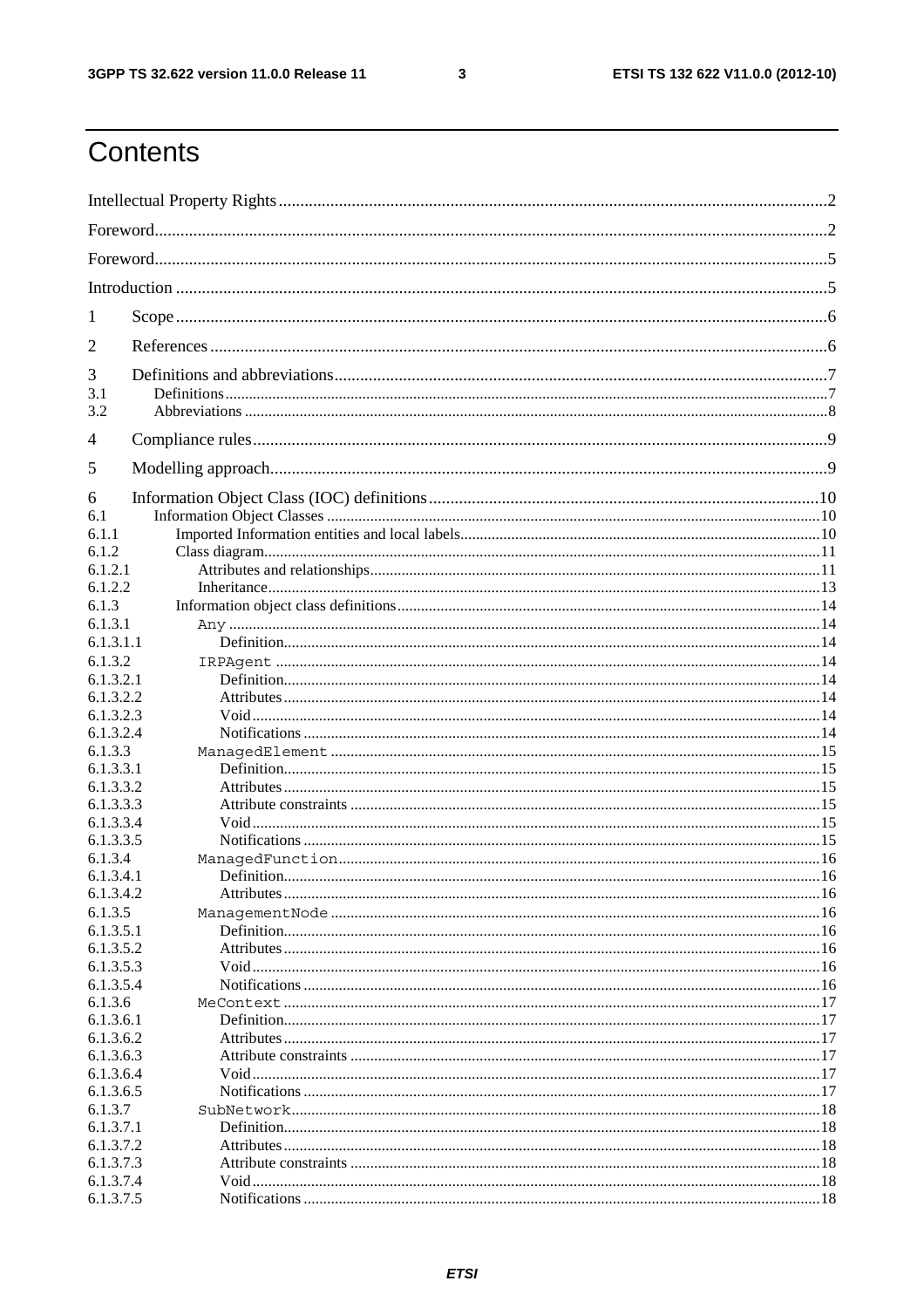# Contents

Intellectual Property Rights ....................................................................................................................2

Foreword....................................................................................................................................................2

Foreword....................................................................................................................................................5

Introduction ...............................................................................................................................................5

1 Scope......................................................................................................................................................6

2 References ..............................................................................................................................................6

3 Definitions and abbreviations..................................................................................................................7
3.1 Definitions..............................................................................................................................................7
3.2 Abbreviations .........................................................................................................................................8

4 Compliance rules.....................................................................................................................................9

5 Modelling approach..................................................................................................................................9

6 Information Object Class (IOC) definitions...........................................................................................10
6.1 Information Object Classes ..................................................................................................................10
6.1.1 Imported Information entities and local labels....................................................................................10
6.1.2 Class diagram......................................................................................................................................11
6.1.2.1 Attributes and relationships...............................................................................................................11
6.1.2.2 Inheritance........................................................................................................................................13
6.1.3 Information object class definitions....................................................................................................14
6.1.3.1 `Any` ...............................................................................................................................................14
6.1.3.1.1 Definition......................................................................................................................................14
6.1.3.2 `IRPAgent` ......................................................................................................................................14
6.1.3.2.1 Definition......................................................................................................................................14
6.1.3.2.2 Attributes......................................................................................................................................14
6.1.3.2.3 Void..............................................................................................................................................14
6.1.3.2.4 Notifications .................................................................................................................................14
6.1.3.3 `ManagedElement` ...........................................................................................................................15
6.1.3.3.1 Definition......................................................................................................................................15
6.1.3.3.2 Attributes......................................................................................................................................15
6.1.3.3.3 Attribute constraints .....................................................................................................................15
6.1.3.3.4 Void..............................................................................................................................................15
6.1.3.3.5 Notifications .................................................................................................................................15
6.1.3.4 `ManagedFunction`...........................................................................................................................16
6.1.3.4.1 Definition......................................................................................................................................16
6.1.3.4.2 Attributes......................................................................................................................................16
6.1.3.5 `ManagementNode` ..........................................................................................................................16
6.1.3.5.1 Definition......................................................................................................................................16
6.1.3.5.2 Attributes......................................................................................................................................16
6.1.3.5.3 Void..............................................................................................................................................16
6.1.3.5.4 Notifications .................................................................................................................................16
6.1.3.6 `MeContext` .....................................................................................................................................17
6.1.3.6.1 Definition......................................................................................................................................17
6.1.3.6.2 Attributes......................................................................................................................................17
6.1.3.6.3 Attribute constraints .....................................................................................................................17
6.1.3.6.4 Void..............................................................................................................................................17
6.1.3.6.5 Notifications .................................................................................................................................17
6.1.3.7 `SubNetwork`....................................................................................................................................18
6.1.3.7.1 Definition......................................................................................................................................18
6.1.3.7.2 Attributes......................................................................................................................................18
6.1.3.7.3 Attribute constraints .....................................................................................................................18
6.1.3.7.4 Void..............................................................................................................................................18
6.1.3.7.5 Notifications .................................................................................................................................18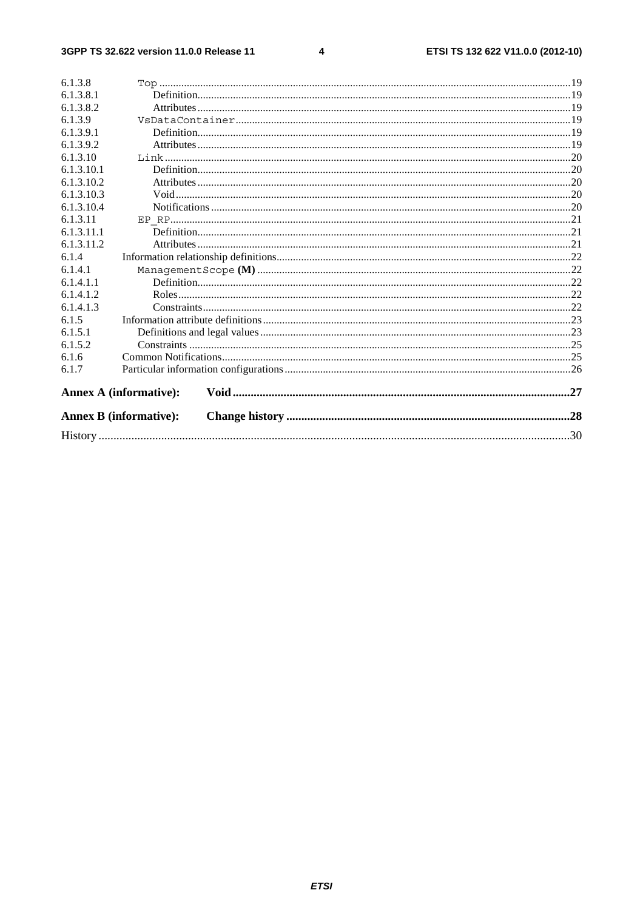6.1.3.8 Top ..... 19
6.1.3.8.1 Definition ..... 19
6.1.3.8.2 Attributes ..... 19
6.1.3.9 VsDataContainer ..... 19
6.1.3.9.1 Definition ..... 19
6.1.3.9.2 Attributes ..... 19
6.1.3.10 Link ..... 20
6.1.3.10.1 Definition ..... 20
6.1.3.10.2 Attributes ..... 20
6.1.3.10.3 Void ..... 20
6.1.3.10.4 Notifications ..... 20
6.1.3.11 EP_RP ..... 21
6.1.3.11.1 Definition ..... 21
6.1.3.11.2 Attributes ..... 21
6.1.4 Information relationship definitions ..... 22
6.1.4.1 ManagementScope **(M)** ..... 22
6.1.4.1.1 Definition ..... 22
6.1.4.1.2 Roles ..... 22
6.1.4.1.3 Constraints ..... 22
6.1.5 Information attribute definitions ..... 23
6.1.5.1 Definitions and legal values ..... 23
6.1.5.2 Constraints ..... 25
6.1.6 Common Notifications ..... 25
6.1.7 Particular information configurations ..... 26

**Annex A (informative): Void ..... 27**

**Annex B (informative): Change history ..... 28**

History ..... 30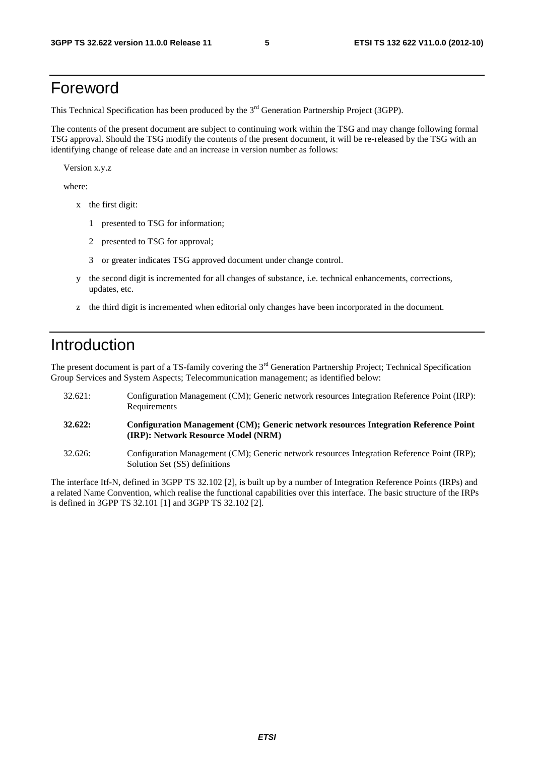# Foreword

This Technical Specification has been produced by the 3rd Generation Partnership Project (3GPP).

The contents of the present document are subject to continuing work within the TSG and may change following formal TSG approval. Should the TSG modify the contents of the present document, it will be re-released by the TSG with an identifying change of release date and an increase in version number as follows:

Version x.y.z

where:

- x the first digit:
  - 1 presented to TSG for information;
  - 2 presented to TSG for approval;
  - 3 or greater indicates TSG approved document under change control.
- y the second digit is incremented for all changes of substance, i.e. technical enhancements, corrections, updates, etc.
- z the third digit is incremented when editorial only changes have been incorporated in the document.

# Introduction

The present document is part of a TS-family covering the 3rd Generation Partnership Project; Technical Specification Group Services and System Aspects; Telecommunication management; as identified below:

32.621: Configuration Management (CM); Generic network resources Integration Reference Point (IRP): Requirements

**32.622: Configuration Management (CM); Generic network resources Integration Reference Point (IRP): Network Resource Model (NRM)**

32.626: Configuration Management (CM); Generic network resources Integration Reference Point (IRP); Solution Set (SS) definitions

The interface Itf-N, defined in 3GPP TS 32.102 [2], is built up by a number of Integration Reference Points (IRPs) and a related Name Convention, which realise the functional capabilities over this interface. The basic structure of the IRPs is defined in 3GPP TS 32.101 [1] and 3GPP TS 32.102 [2].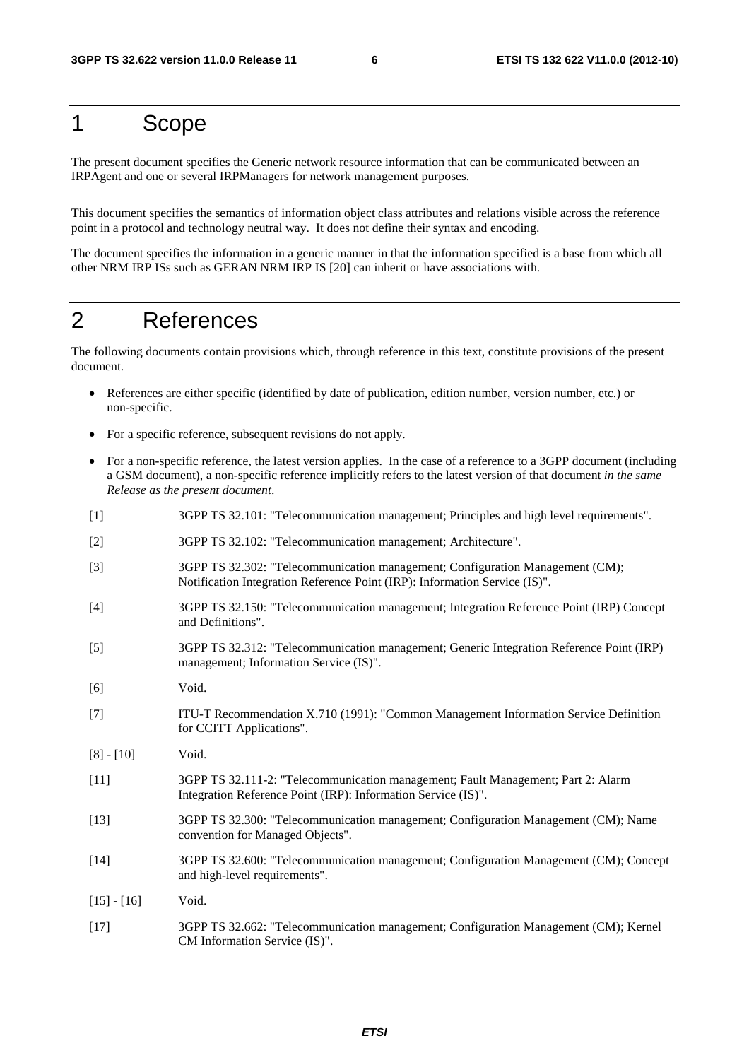# 1 Scope

The present document specifies the Generic network resource information that can be communicated between an IRPAgent and one or several IRPManagers for network management purposes.

This document specifies the semantics of information object class attributes and relations visible across the reference point in a protocol and technology neutral way. It does not define their syntax and encoding.

The document specifies the information in a generic manner in that the information specified is a base from which all other NRM IRP ISs such as GERAN NRM IRP IS [20] can inherit or have associations with.

# 2 References

The following documents contain provisions which, through reference in this text, constitute provisions of the present document.

- References are either specific (identified by date of publication, edition number, version number, etc.) or non-specific.
- For a specific reference, subsequent revisions do not apply.
- For a non-specific reference, the latest version applies. In the case of a reference to a 3GPP document (including a GSM document), a non-specific reference implicitly refers to the latest version of that document *in the same Release as the present document*.

[1] 3GPP TS 32.101: "Telecommunication management; Principles and high level requirements".

[2] 3GPP TS 32.102: "Telecommunication management; Architecture".

[3] 3GPP TS 32.302: "Telecommunication management; Configuration Management (CM); Notification Integration Reference Point (IRP): Information Service (IS)".

[4] 3GPP TS 32.150: "Telecommunication management; Integration Reference Point (IRP) Concept and Definitions".

[5] 3GPP TS 32.312: "Telecommunication management; Generic Integration Reference Point (IRP) management; Information Service (IS)".

[6] Void.

[7] ITU-T Recommendation X.710 (1991): "Common Management Information Service Definition for CCITT Applications".

[8] - [10] Void.

[11] 3GPP TS 32.111-2: "Telecommunication management; Fault Management; Part 2: Alarm Integration Reference Point (IRP): Information Service (IS)".

[13] 3GPP TS 32.300: "Telecommunication management; Configuration Management (CM); Name convention for Managed Objects".

[14] 3GPP TS 32.600: "Telecommunication management; Configuration Management (CM); Concept and high-level requirements".

[15] - [16] Void.

[17] 3GPP TS 32.662: "Telecommunication management; Configuration Management (CM); Kernel CM Information Service (IS)".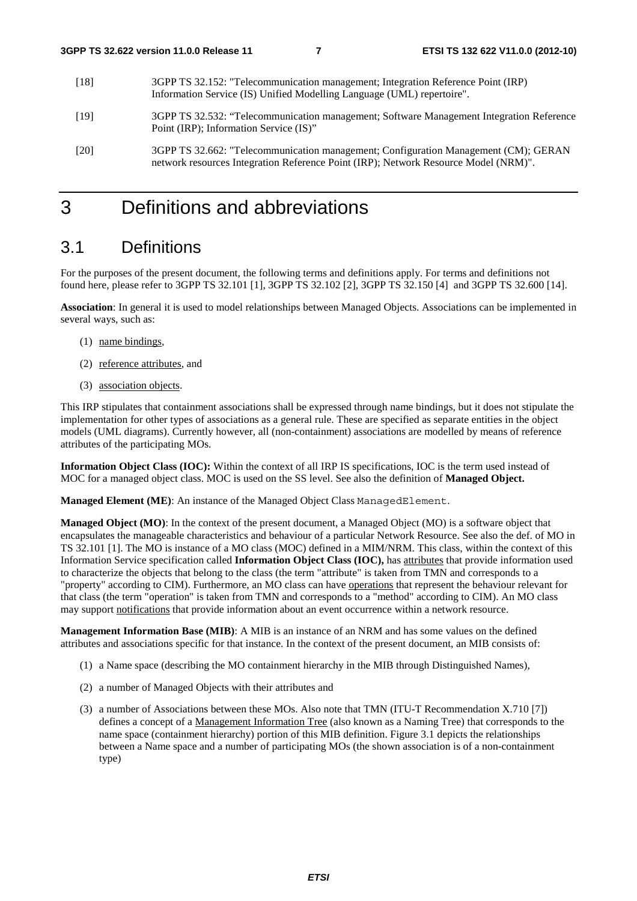[18] 3GPP TS 32.152: "Telecommunication management; Integration Reference Point (IRP) Information Service (IS) Unified Modelling Language (UML) repertoire".

[19] 3GPP TS 32.532: "Telecommunication management; Software Management Integration Reference Point (IRP); Information Service (IS)"

[20] 3GPP TS 32.662: "Telecommunication management; Configuration Management (CM); GERAN network resources Integration Reference Point (IRP); Network Resource Model (NRM)".

# 3 Definitions and abbreviations

## 3.1 Definitions

For the purposes of the present document, the following terms and definitions apply. For terms and definitions not found here, please refer to 3GPP TS 32.101 [1], 3GPP TS 32.102 [2], 3GPP TS 32.150 [4] and 3GPP TS 32.600 [14].

**Association**: In general it is used to model relationships between Managed Objects. Associations can be implemented in several ways, such as:

(1) name bindings,

(2) reference attributes, and

(3) association objects.

This IRP stipulates that containment associations shall be expressed through name bindings, but it does not stipulate the implementation for other types of associations as a general rule. These are specified as separate entities in the object models (UML diagrams). Currently however, all (non-containment) associations are modelled by means of reference attributes of the participating MOs.

**Information Object Class (IOC):** Within the context of all IRP IS specifications, IOC is the term used instead of MOC for a managed object class. MOC is used on the SS level. See also the definition of **Managed Object.**

**Managed Element (ME)**: An instance of the Managed Object Class `ManagedElement`.

**Managed Object (MO)**: In the context of the present document, a Managed Object (MO) is a software object that encapsulates the manageable characteristics and behaviour of a particular Network Resource. See also the def. of MO in TS 32.101 [1]. The MO is instance of a MO class (MOC) defined in a MIM/NRM. This class, within the context of this Information Service specification called **Information Object Class (IOC),** has attributes that provide information used to characterize the objects that belong to the class (the term "attribute" is taken from TMN and corresponds to a "property" according to CIM). Furthermore, an MO class can have operations that represent the behaviour relevant for that class (the term "operation" is taken from TMN and corresponds to a "method" according to CIM). An MO class may support notifications that provide information about an event occurrence within a network resource.

**Management Information Base (MIB)**: A MIB is an instance of an NRM and has some values on the defined attributes and associations specific for that instance. In the context of the present document, an MIB consists of:

(1) a Name space (describing the MO containment hierarchy in the MIB through Distinguished Names),

(2) a number of Managed Objects with their attributes and

(3) a number of Associations between these MOs. Also note that TMN (ITU-T Recommendation X.710 [7]) defines a concept of a Management Information Tree (also known as a Naming Tree) that corresponds to the name space (containment hierarchy) portion of this MIB definition. Figure 3.1 depicts the relationships between a Name space and a number of participating MOs (the shown association is of a non-containment type)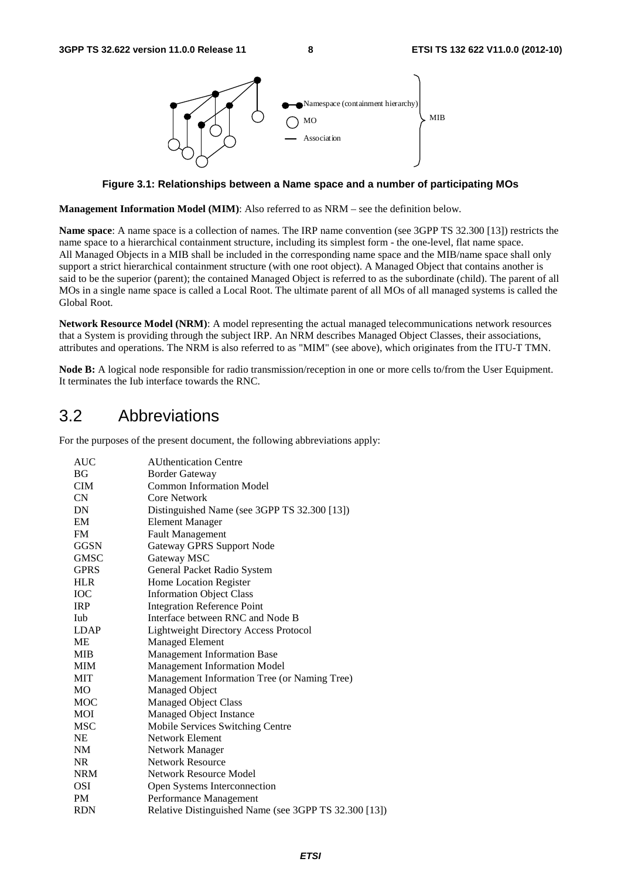Figure 3.1: Relationships between a Name space and a number of participating MOs

**Management Information Model (MIM)**: Also referred to as NRM – see the definition below.

**Name space**: A name space is a collection of names. The IRP name convention (see 3GPP TS 32.300 [13]) restricts the name space to a hierarchical containment structure, including its simplest form - the one-level, flat name space. All Managed Objects in a MIB shall be included in the corresponding name space and the MIB/name space shall only support a strict hierarchical containment structure (with one root object). A Managed Object that contains another is said to be the superior (parent); the contained Managed Object is referred to as the subordinate (child). The parent of all MOs in a single name space is called a Local Root. The ultimate parent of all MOs of all managed systems is called the Global Root.

**Network Resource Model (NRM)**: A model representing the actual managed telecommunications network resources that a System is providing through the subject IRP. An NRM describes Managed Object Classes, their associations, attributes and operations. The NRM is also referred to as "MIM" (see above), which originates from the ITU-T TMN.

**Node B:** A logical node responsible for radio transmission/reception in one or more cells to/from the User Equipment. It terminates the Iub interface towards the RNC.

## 3.2 Abbreviations

For the purposes of the present document, the following abbreviations apply:

| | |
|---|---|
| AUC | AUthentication Centre |
| BG | Border Gateway |
| CIM | Common Information Model |
| CN | Core Network |
| DN | Distinguished Name (see 3GPP TS 32.300 [13]) |
| EM | Element Manager |
| FM | Fault Management |
| GGSN | Gateway GPRS Support Node |
| GMSC | Gateway MSC |
| GPRS | General Packet Radio System |
| HLR | Home Location Register |
| IOC | Information Object Class |
| IRP | Integration Reference Point |
| Iub | Interface between RNC and Node B |
| LDAP | Lightweight Directory Access Protocol |
| ME | Managed Element |
| MIB | Management Information Base |
| MIM | Management Information Model |
| MIT | Management Information Tree (or Naming Tree) |
| MO | Managed Object |
| MOC | Managed Object Class |
| MOI | Managed Object Instance |
| MSC | Mobile Services Switching Centre |
| NE | Network Element |
| NM | Network Manager |
| NR | Network Resource |
| NRM | Network Resource Model |
| OSI | Open Systems Interconnection |
| PM | Performance Management |
| RDN | Relative Distinguished Name (see 3GPP TS 32.300 [13]) |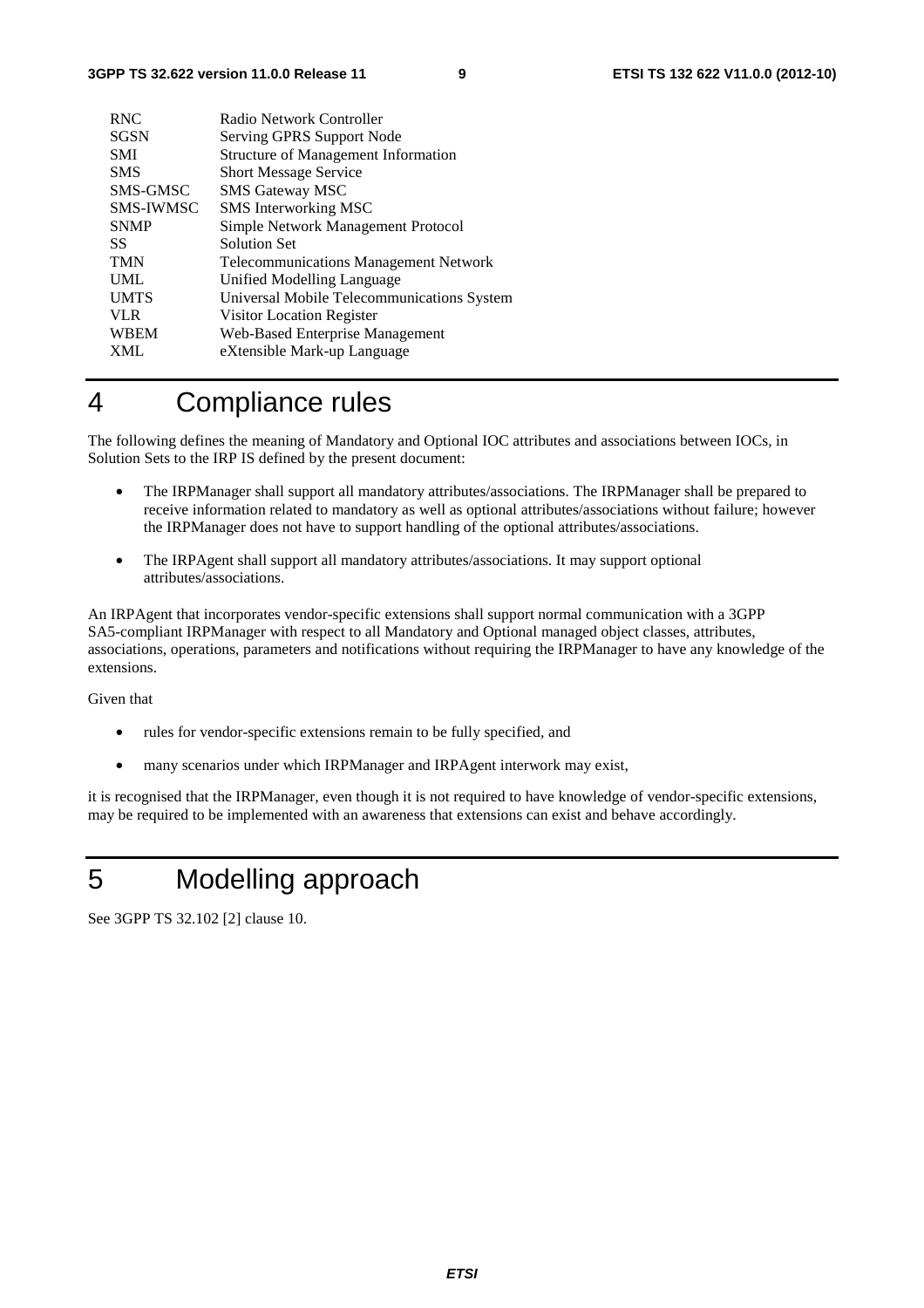| | |
|---|---|
| RNC | Radio Network Controller |
| SGSN | Serving GPRS Support Node |
| SMI | Structure of Management Information |
| SMS | Short Message Service |
| SMS-GMSC | SMS Gateway MSC |
| SMS-IWMSC | SMS Interworking MSC |
| SNMP | Simple Network Management Protocol |
| SS | Solution Set |
| TMN | Telecommunications Management Network |
| UML | Unified Modelling Language |
| UMTS | Universal Mobile Telecommunications System |
| VLR | Visitor Location Register |
| WBEM | Web-Based Enterprise Management |
| XML | eXtensible Mark-up Language |

# 4 Compliance rules

The following defines the meaning of Mandatory and Optional IOC attributes and associations between IOCs, in Solution Sets to the IRP IS defined by the present document:

- The IRPManager shall support all mandatory attributes/associations. The IRPManager shall be prepared to receive information related to mandatory as well as optional attributes/associations without failure; however the IRPManager does not have to support handling of the optional attributes/associations.
- The IRPAgent shall support all mandatory attributes/associations. It may support optional attributes/associations.

An IRPAgent that incorporates vendor-specific extensions shall support normal communication with a 3GPP SA5-compliant IRPManager with respect to all Mandatory and Optional managed object classes, attributes, associations, operations, parameters and notifications without requiring the IRPManager to have any knowledge of the extensions.

Given that

- rules for vendor-specific extensions remain to be fully specified, and
- many scenarios under which IRPManager and IRPAgent interwork may exist,

it is recognised that the IRPManager, even though it is not required to have knowledge of vendor-specific extensions, may be required to be implemented with an awareness that extensions can exist and behave accordingly.

# 5 Modelling approach

See 3GPP TS 32.102 [2] clause 10.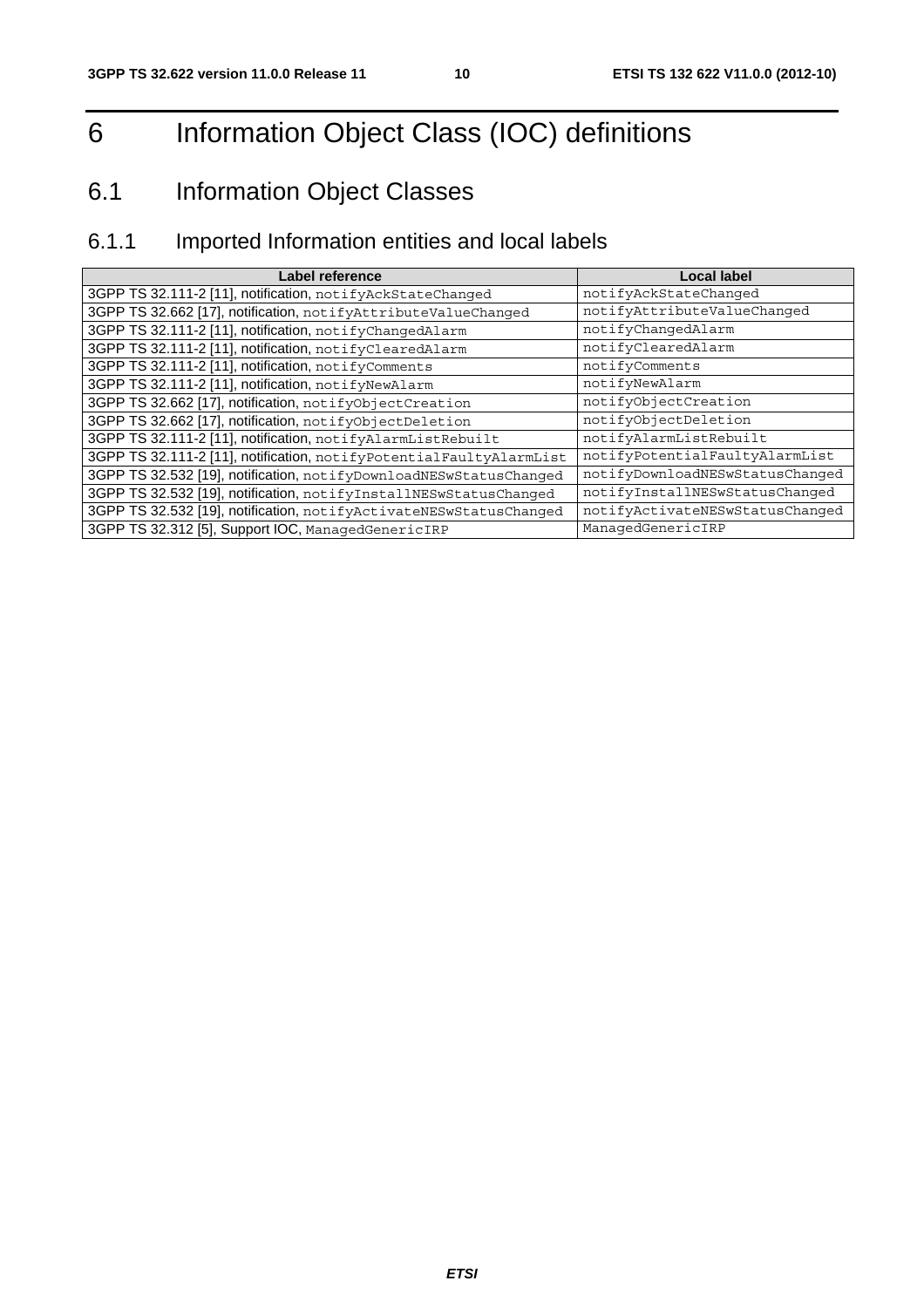# 6 Information Object Class (IOC) definitions

## 6.1 Information Object Classes

### 6.1.1 Imported Information entities and local labels

| Label reference | Local label |
|---|---|
| 3GPP TS 32.111-2 [11], notification, notifyAckStateChanged | notifyAckStateChanged |
| 3GPP TS 32.662 [17], notification, notifyAttributeValueChanged | notifyAttributeValueChanged |
| 3GPP TS 32.111-2 [11], notification, notifyChangedAlarm | notifyChangedAlarm |
| 3GPP TS 32.111-2 [11], notification, notifyClearedAlarm | notifyClearedAlarm |
| 3GPP TS 32.111-2 [11], notification, notifyComments | notifyComments |
| 3GPP TS 32.111-2 [11], notification, notifyNewAlarm | notifyNewAlarm |
| 3GPP TS 32.662 [17], notification, notifyObjectCreation | notifyObjectCreation |
| 3GPP TS 32.662 [17], notification, notifyObjectDeletion | notifyObjectDeletion |
| 3GPP TS 32.111-2 [11], notification, notifyAlarmListRebuilt | notifyAlarmListRebuilt |
| 3GPP TS 32.111-2 [11], notification, notifyPotentialFaultyAlarmList | notifyPotentialFaultyAlarmList |
| 3GPP TS 32.532 [19], notification, notifyDownloadNESwStatusChanged | notifyDownloadNESwStatusChanged |
| 3GPP TS 32.532 [19], notification, notifyInstallNESwStatusChanged | notifyInstallNESwStatusChanged |
| 3GPP TS 32.532 [19], notification, notifyActivateNESwStatusChanged | notifyActivateNESwStatusChanged |
| 3GPP TS 32.312 [5], Support IOC, ManagedGenericIRP | ManagedGenericIRP |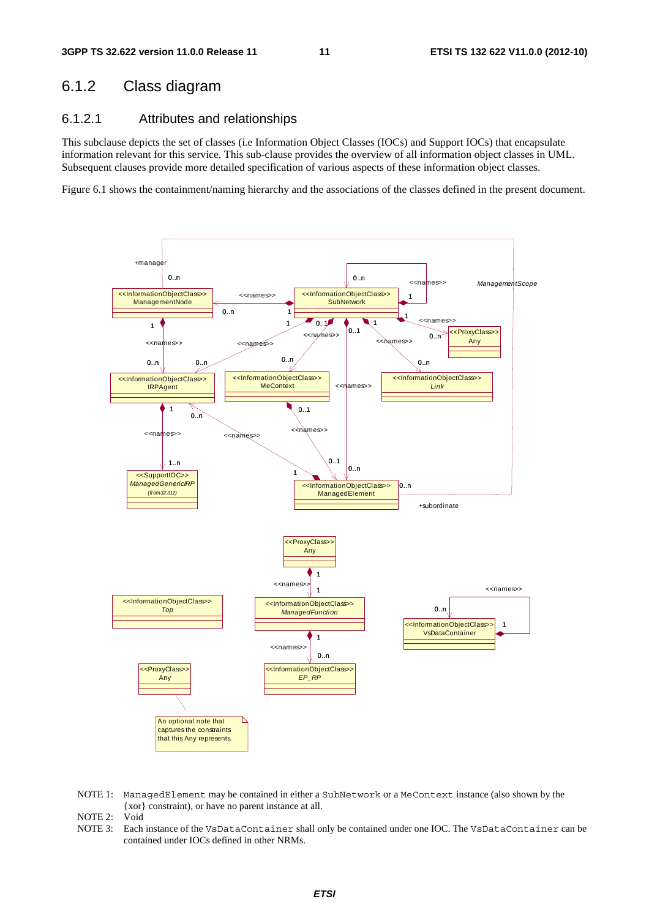## 6.1.2 Class diagram

### 6.1.2.1 Attributes and relationships

This subclause depicts the set of classes (i.e Information Object Classes (IOCs) and Support IOCs) that encapsulate information relevant for this service. This sub-clause provides the overview of all information object classes in UML. Subsequent clauses provide more detailed specification of various aspects of these information object classes.

Figure 6.1 shows the containment/naming hierarchy and the associations of the classes defined in the present document.

NOTE 1: ManagedElement may be contained in either a SubNetwork or a MeContext instance (also shown by the {xor} constraint), or have no parent instance at all.

NOTE 2: Void

NOTE 3: Each instance of the VsDataContainer shall only be contained under one IOC. The VsDataContainer can be contained under IOCs defined in other NRMs.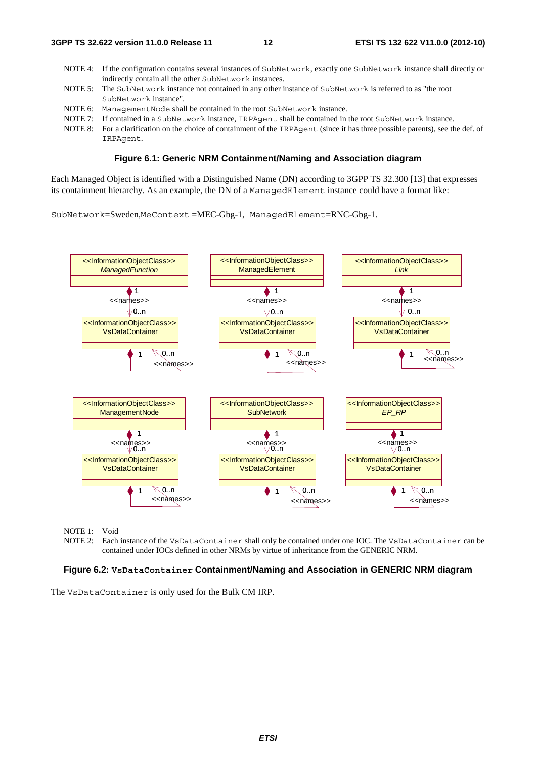NOTE 4: If the configuration contains several instances of SubNetwork, exactly one SubNetwork instance shall directly or indirectly contain all the other SubNetwork instances.

NOTE 5: The SubNetwork instance not contained in any other instance of SubNetwork is referred to as "the root SubNetwork instance".

NOTE 6: ManagementNode shall be contained in the root SubNetwork instance.

NOTE 7: If contained in a SubNetwork instance, IRPAgent shall be contained in the root SubNetwork instance.

NOTE 8: For a clarification on the choice of containment of the IRPAgent (since it has three possible parents), see the def. of IRPAgent.

**Figure 6.1: Generic NRM Containment/Naming and Association diagram**

Each Managed Object is identified with a Distinguished Name (DN) according to 3GPP TS 32.300 [13] that expresses its containment hierarchy. As an example, the DN of a ManagedElement instance could have a format like:

SubNetwork=Sweden,MeContext =MEC-Gbg-1, ManagedElement=RNC-Gbg-1.

NOTE 1: Void

NOTE 2: Each instance of the VsDataContainer shall only be contained under one IOC. The VsDataContainer can be contained under IOCs defined in other NRMs by virtue of inheritance from the GENERIC NRM.

**Figure 6.2: VsDataContainer Containment/Naming and Association in GENERIC NRM diagram**

The VsDataContainer is only used for the Bulk CM IRP.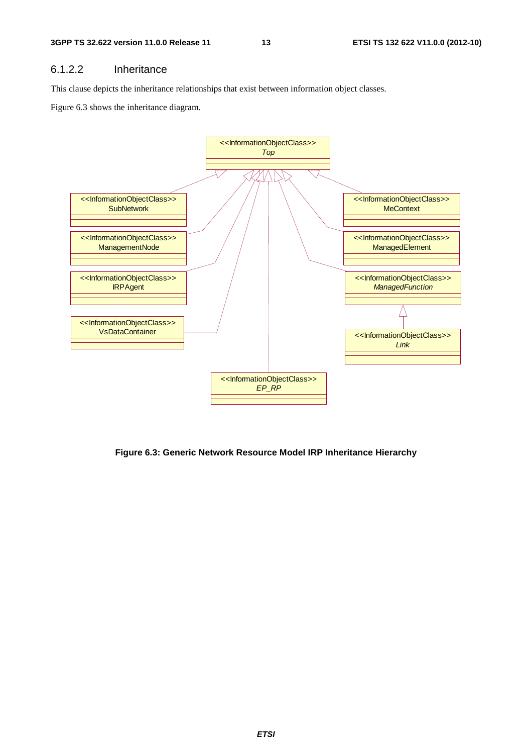### 6.1.2.2 Inheritance

This clause depicts the inheritance relationships that exist between information object classes.

Figure 6.3 shows the inheritance diagram.

**Figure 6.3: Generic Network Resource Model IRP Inheritance Hierarchy**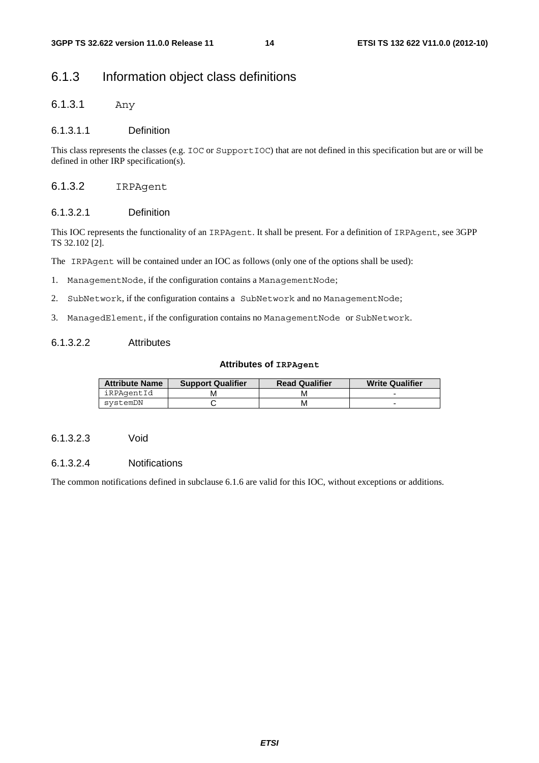### 6.1.3 Information object class definitions

#### 6.1.3.1 Any

##### 6.1.3.1.1 Definition

This class represents the classes (e.g. IOC or SupportIOC) that are not defined in this specification but are or will be defined in other IRP specification(s).

#### 6.1.3.2 IRPAgent

##### 6.1.3.2.1 Definition

This IOC represents the functionality of an IRPAgent. It shall be present. For a definition of IRPAgent, see 3GPP TS 32.102 [2].

The IRPAgent will be contained under an IOC as follows (only one of the options shall be used):

1. ManagementNode, if the configuration contains a ManagementNode;
2. SubNetwork, if the configuration contains a SubNetwork and no ManagementNode;
3. ManagedElement, if the configuration contains no ManagementNode or SubNetwork.

##### 6.1.3.2.2 Attributes

**Attributes of IRPAgent**

| Attribute Name | Support Qualifier | Read Qualifier | Write Qualifier |
|---|---|---|---|
| iRPAgentId | M | M | - |
| systemDN | C | M | - |

##### 6.1.3.2.3 Void

##### 6.1.3.2.4 Notifications

The common notifications defined in subclause 6.1.6 are valid for this IOC, without exceptions or additions.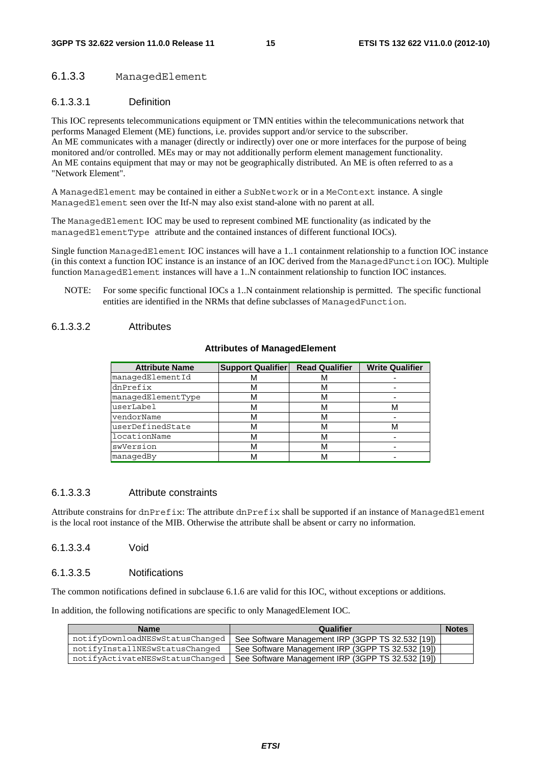### 6.1.3.3 ManagedElement

#### 6.1.3.3.1 Definition

This IOC represents telecommunications equipment or TMN entities within the telecommunications network that performs Managed Element (ME) functions, i.e. provides support and/or service to the subscriber.
An ME communicates with a manager (directly or indirectly) over one or more interfaces for the purpose of being monitored and/or controlled. MEs may or may not additionally perform element management functionality.
An ME contains equipment that may or may not be geographically distributed. An ME is often referred to as a "Network Element".

A ManagedElement may be contained in either a SubNetwork or in a MeContext instance. A single ManagedElement seen over the Itf-N may also exist stand-alone with no parent at all.

The ManagedElement IOC may be used to represent combined ME functionality (as indicated by the managedElementType attribute and the contained instances of different functional IOCs).

Single function ManagedElement IOC instances will have a 1..1 containment relationship to a function IOC instance (in this context a function IOC instance is an instance of an IOC derived from the ManagedFunction IOC). Multiple function ManagedElement instances will have a 1..N containment relationship to function IOC instances.

NOTE: For some specific functional IOCs a 1..N containment relationship is permitted. The specific functional entities are identified in the NRMs that define subclasses of ManagedFunction.

#### 6.1.3.3.2 Attributes

**Attributes of ManagedElement**

| Attribute Name | Support Qualifier | Read Qualifier | Write Qualifier |
|---|---|---|---|
| managedElementId | M | M | - |
| dnPrefix | M | M | - |
| managedElementType | M | M | - |
| userLabel | M | M | M |
| vendorName | M | M | - |
| userDefinedState | M | M | M |
| locationName | M | M | - |
| swVersion | M | M | - |
| managedBy | M | M | - |

#### 6.1.3.3.3 Attribute constraints

Attribute constrains for dnPrefix: The attribute dnPrefix shall be supported if an instance of ManagedElement is the local root instance of the MIB. Otherwise the attribute shall be absent or carry no information.

#### 6.1.3.3.4 Void

#### 6.1.3.3.5 Notifications

The common notifications defined in subclause 6.1.6 are valid for this IOC, without exceptions or additions.

In addition, the following notifications are specific to only ManagedElement IOC.

| Name | Qualifier | Notes |
|---|---|---|
| notifyDownloadNESwStatusChanged | See Software Management IRP (3GPP TS 32.532 [19]) | |
| notifyInstallNESwStatusChanged | See Software Management IRP (3GPP TS 32.532 [19]) | |
| notifyActivateNESwStatusChanged | See Software Management IRP (3GPP TS 32.532 [19]) | |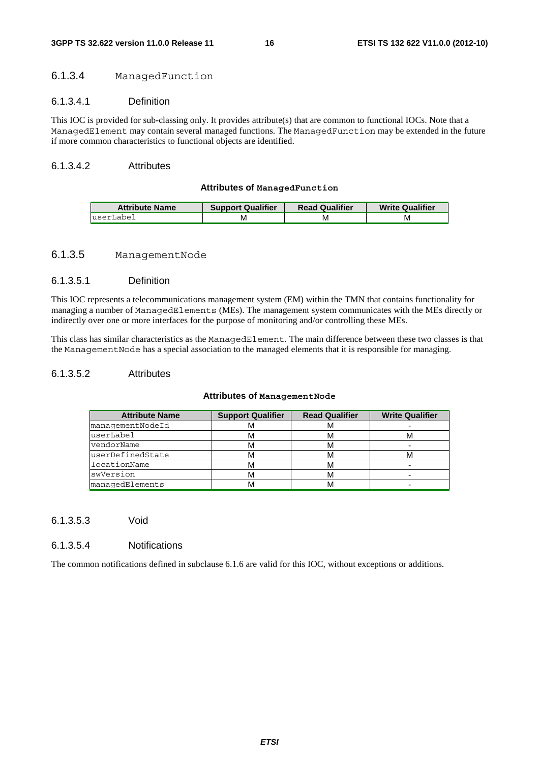#### 6.1.3.4 ManagedFunction

##### 6.1.3.4.1 Definition

This IOC is provided for sub-classing only. It provides attribute(s) that are common to functional IOCs. Note that a ManagedElement may contain several managed functions. The ManagedFunction may be extended in the future if more common characteristics to functional objects are identified.

##### 6.1.3.4.2 Attributes

**Attributes of ManagedFunction**

| Attribute Name | Support Qualifier | Read Qualifier | Write Qualifier |
|---|---|---|---|
| userLabel | M | M | M |

#### 6.1.3.5 ManagementNode

##### 6.1.3.5.1 Definition

This IOC represents a telecommunications management system (EM) within the TMN that contains functionality for managing a number of ManagedElements (MEs). The management system communicates with the MEs directly or indirectly over one or more interfaces for the purpose of monitoring and/or controlling these MEs.

This class has similar characteristics as the ManagedElement. The main difference between these two classes is that the ManagementNode has a special association to the managed elements that it is responsible for managing.

##### 6.1.3.5.2 Attributes

**Attributes of ManagementNode**

| Attribute Name | Support Qualifier | Read Qualifier | Write Qualifier |
|---|---|---|---|
| managementNodeId | M | M | - |
| userLabel | M | M | M |
| vendorName | M | M | - |
| userDefinedState | M | M | M |
| locationName | M | M | - |
| swVersion | M | M | - |
| managedElements | M | M | - |

##### 6.1.3.5.3 Void

##### 6.1.3.5.4 Notifications

The common notifications defined in subclause 6.1.6 are valid for this IOC, without exceptions or additions.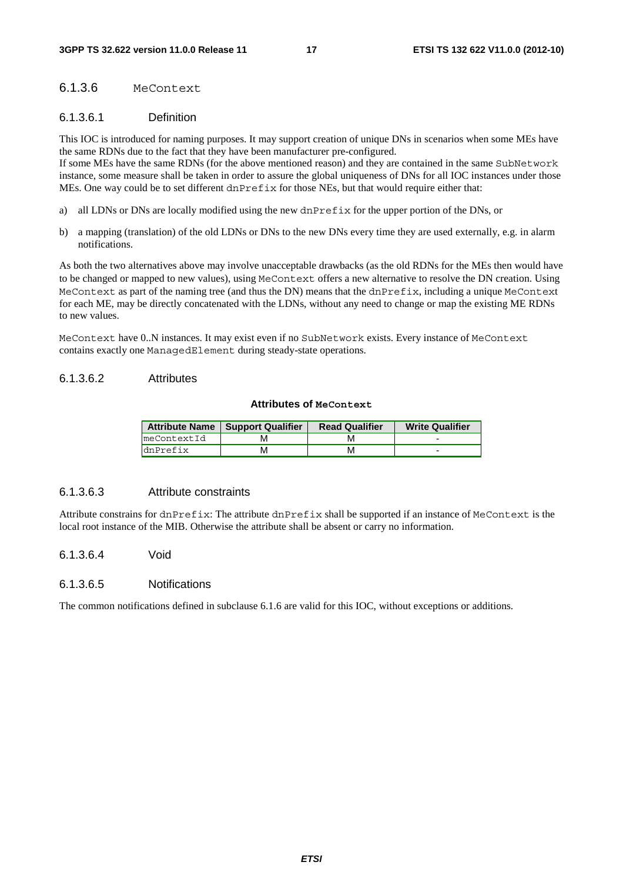### 6.1.3.6 MeContext

#### 6.1.3.6.1 Definition

This IOC is introduced for naming purposes. It may support creation of unique DNs in scenarios when some MEs have the same RDNs due to the fact that they have been manufacturer pre-configured.
If some MEs have the same RDNs (for the above mentioned reason) and they are contained in the same SubNetwork instance, some measure shall be taken in order to assure the global uniqueness of DNs for all IOC instances under those MEs. One way could be to set different dnPrefix for those NEs, but that would require either that:

a) all LDNs or DNs are locally modified using the new dnPrefix for the upper portion of the DNs, or

b) a mapping (translation) of the old LDNs or DNs to the new DNs every time they are used externally, e.g. in alarm notifications.

As both the two alternatives above may involve unacceptable drawbacks (as the old RDNs for the MEs then would have to be changed or mapped to new values), using MeContext offers a new alternative to resolve the DN creation. Using MeContext as part of the naming tree (and thus the DN) means that the dnPrefix, including a unique MeContext for each ME, may be directly concatenated with the LDNs, without any need to change or map the existing ME RDNs to new values.

MeContext have 0..N instances. It may exist even if no SubNetwork exists. Every instance of MeContext contains exactly one ManagedElement during steady-state operations.

#### 6.1.3.6.2 Attributes

**Attributes of MeContext**

| Attribute Name | Support Qualifier | Read Qualifier | Write Qualifier |
|---|---|---|---|
| meContextId | M | M | - |
| dnPrefix | M | M | - |

#### 6.1.3.6.3 Attribute constraints

Attribute constrains for dnPrefix: The attribute dnPrefix shall be supported if an instance of MeContext is the local root instance of the MIB. Otherwise the attribute shall be absent or carry no information.

#### 6.1.3.6.4 Void

#### 6.1.3.6.5 Notifications

The common notifications defined in subclause 6.1.6 are valid for this IOC, without exceptions or additions.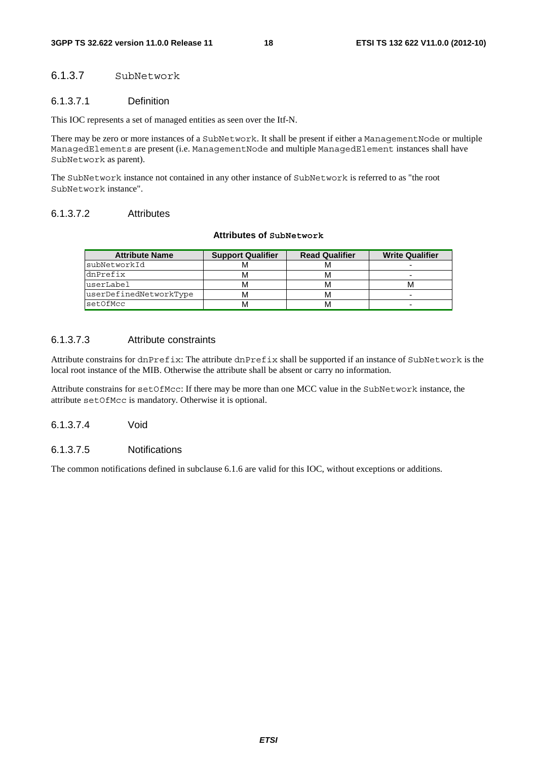### 6.1.3.7 SubNetwork

#### 6.1.3.7.1 Definition

This IOC represents a set of managed entities as seen over the Itf-N.

There may be zero or more instances of a SubNetwork. It shall be present if either a ManagementNode or multiple ManagedElements are present (i.e. ManagementNode and multiple ManagedElement instances shall have SubNetwork as parent).

The SubNetwork instance not contained in any other instance of SubNetwork is referred to as "the root SubNetwork instance".

#### 6.1.3.7.2 Attributes

**Attributes of SubNetwork**

| Attribute Name | Support Qualifier | Read Qualifier | Write Qualifier |
|---|---|---|---|
| subNetworkId | M | M | - |
| dnPrefix | M | M | - |
| userLabel | M | M | M |
| userDefinedNetworkType | M | M | - |
| setOfMcc | M | M | - |

#### 6.1.3.7.3 Attribute constraints

Attribute constrains for dnPrefix: The attribute dnPrefix shall be supported if an instance of SubNetwork is the local root instance of the MIB. Otherwise the attribute shall be absent or carry no information.

Attribute constrains for setOfMcc: If there may be more than one MCC value in the SubNetwork instance, the attribute setOfMcc is mandatory. Otherwise it is optional.

#### 6.1.3.7.4 Void

#### 6.1.3.7.5 Notifications

The common notifications defined in subclause 6.1.6 are valid for this IOC, without exceptions or additions.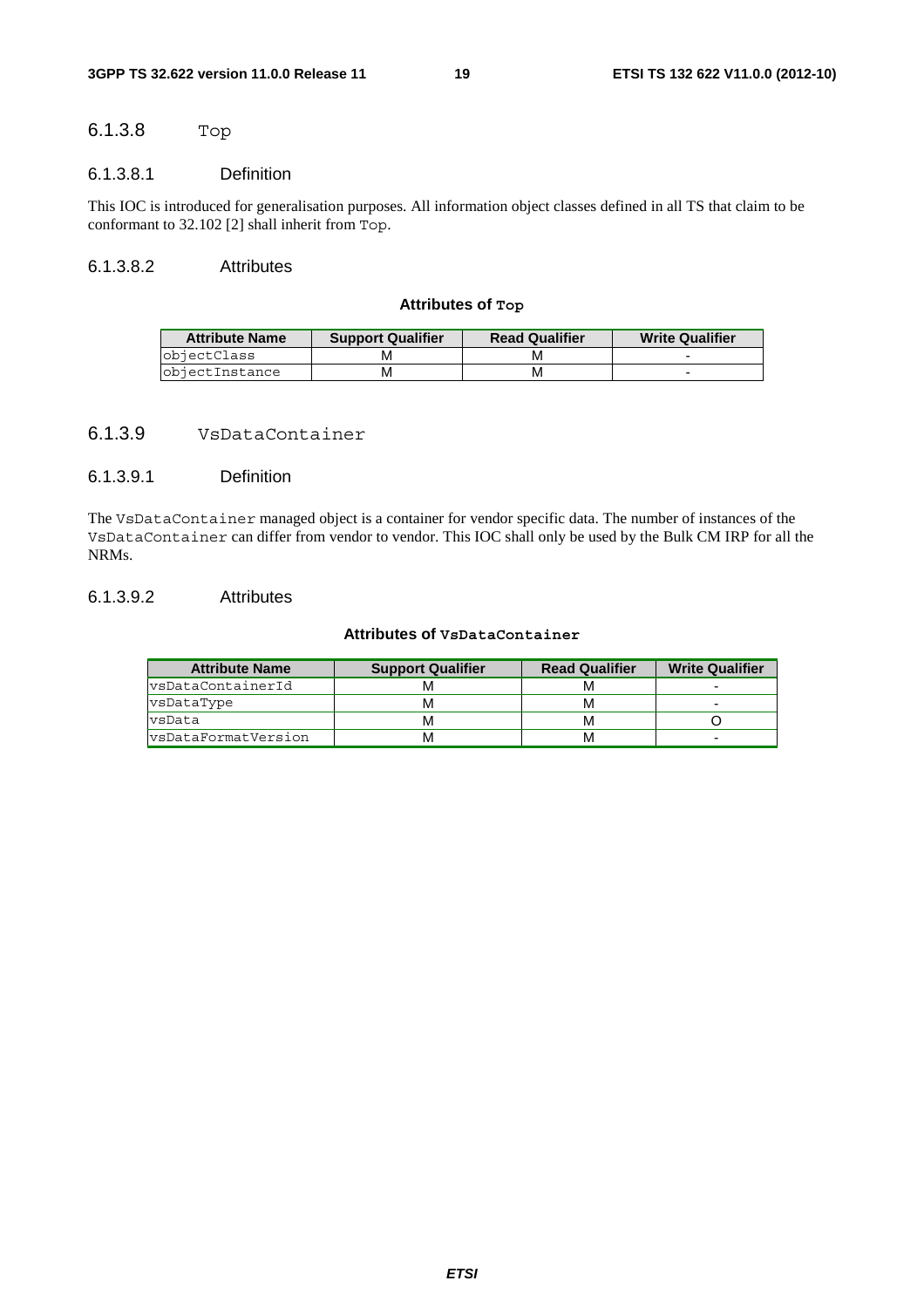### 6.1.3.8 Top

#### 6.1.3.8.1 Definition

This IOC is introduced for generalisation purposes. All information object classes defined in all TS that claim to be conformant to 32.102 [2] shall inherit from Top.

#### 6.1.3.8.2 Attributes

**Attributes of Top**

| Attribute Name | Support Qualifier | Read Qualifier | Write Qualifier |
|---|---|---|---|
| objectClass | M | M | - |
| objectInstance | M | M | - |

### 6.1.3.9 VsDataContainer

#### 6.1.3.9.1 Definition

The VsDataContainer managed object is a container for vendor specific data. The number of instances of the VsDataContainer can differ from vendor to vendor. This IOC shall only be used by the Bulk CM IRP for all the NRMs.

#### 6.1.3.9.2 Attributes

**Attributes of VsDataContainer**

| Attribute Name | Support Qualifier | Read Qualifier | Write Qualifier |
|---|---|---|---|
| vsDataContainerId | M | M | - |
| vsDataType | M | M | - |
| vsData | M | M | O |
| vsDataFormatVersion | M | M | - |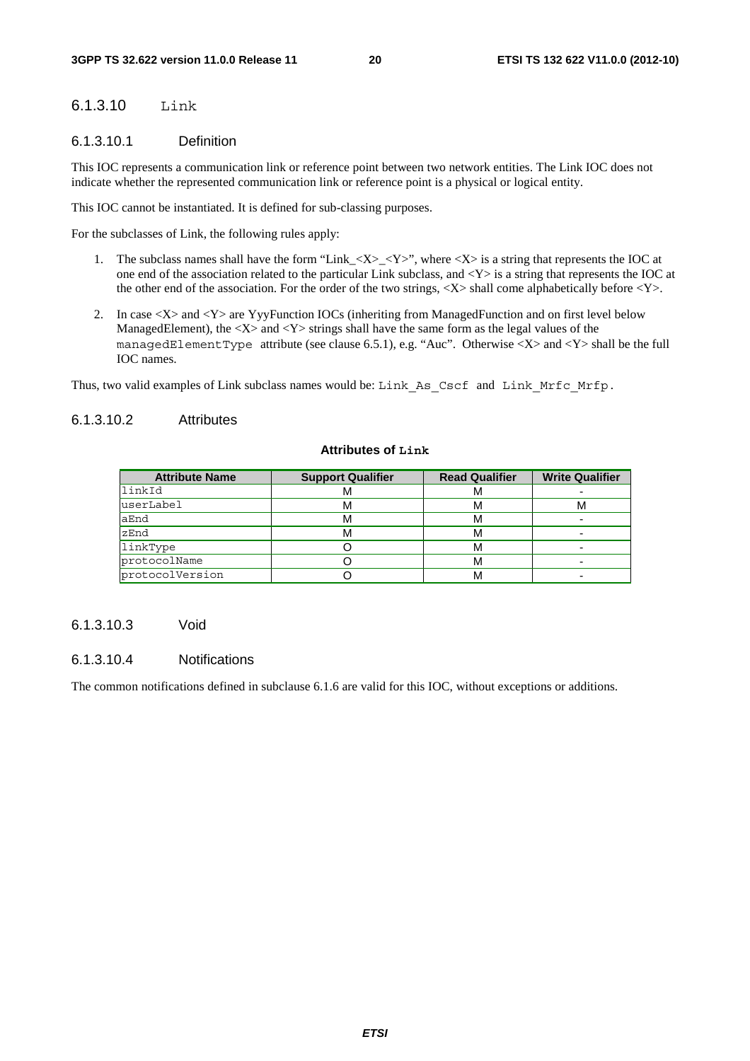### 6.1.3.10 Link

#### 6.1.3.10.1 Definition

This IOC represents a communication link or reference point between two network entities. The Link IOC does not indicate whether the represented communication link or reference point is a physical or logical entity.

This IOC cannot be instantiated. It is defined for sub-classing purposes.

For the subclasses of Link, the following rules apply:

1. The subclass names shall have the form "Link_<X>_<Y>", where <X> is a string that represents the IOC at one end of the association related to the particular Link subclass, and <Y> is a string that represents the IOC at the other end of the association. For the order of the two strings, <X> shall come alphabetically before <Y>.

2. In case <X> and <Y> are YyyFunction IOCs (inheriting from ManagedFunction and on first level below ManagedElement), the <X> and <Y> strings shall have the same form as the legal values of the `managedElementType` attribute (see clause 6.5.1), e.g. "Auc". Otherwise <X> and <Y> shall be the full IOC names.

Thus, two valid examples of Link subclass names would be: `Link_As_Cscf` and `Link_Mrfc_Mrfp`.

#### 6.1.3.10.2 Attributes

**Attributes of `Link`**

| Attribute Name | Support Qualifier | Read Qualifier | Write Qualifier |
|---|---|---|---|
| linkId | M | M | - |
| userLabel | M | M | M |
| aEnd | M | M | - |
| zEnd | M | M | - |
| linkType | O | M | - |
| protocolName | O | M | - |
| protocolVersion | O | M | - |

#### 6.1.3.10.3 Void

#### 6.1.3.10.4 Notifications

The common notifications defined in subclause 6.1.6 are valid for this IOC, without exceptions or additions.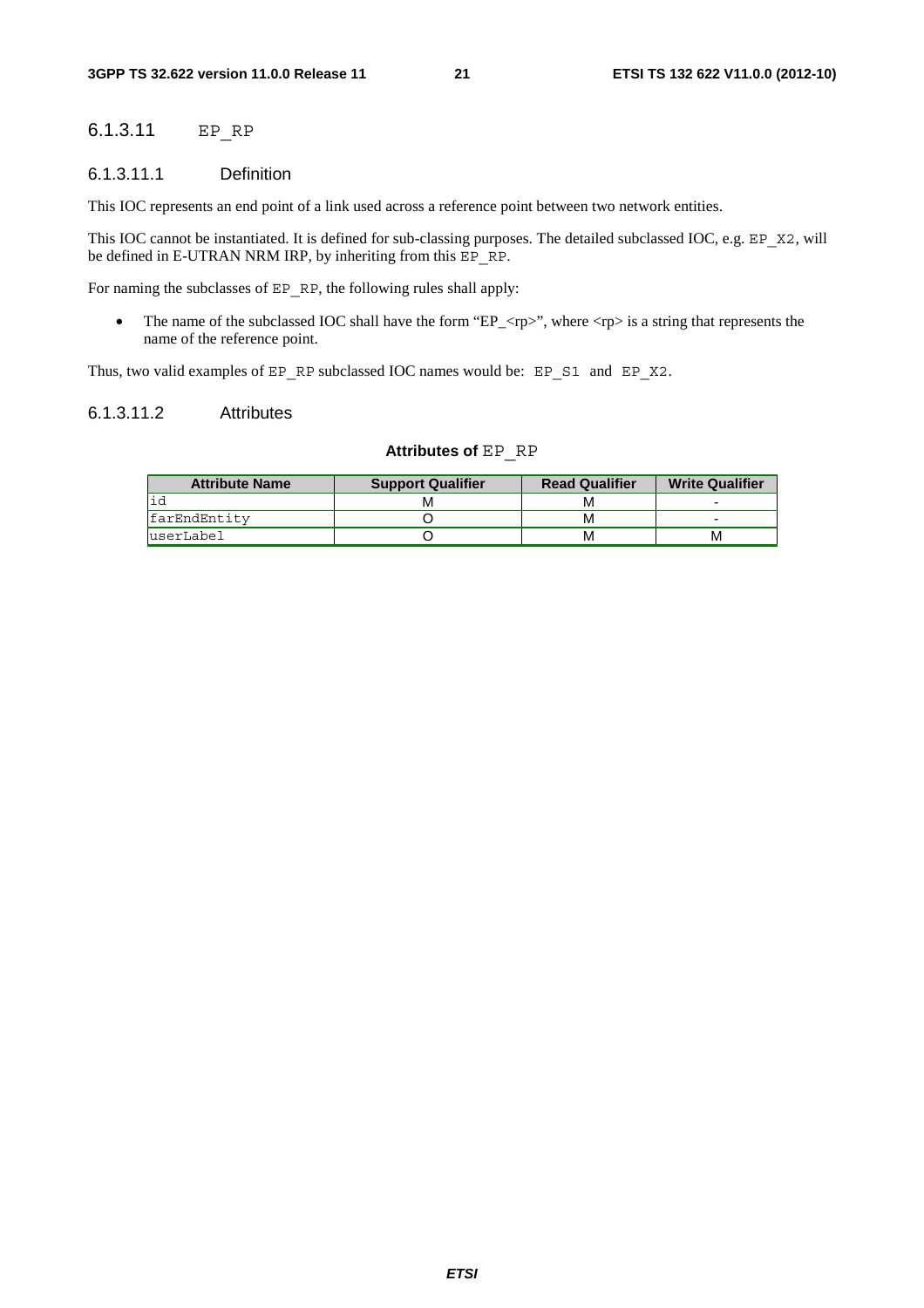### 6.1.3.11 EP_RP

#### 6.1.3.11.1 Definition

This IOC represents an end point of a link used across a reference point between two network entities.

This IOC cannot be instantiated. It is defined for sub-classing purposes. The detailed subclassed IOC, e.g. EP_X2, will be defined in E-UTRAN NRM IRP, by inheriting from this EP_RP.

For naming the subclasses of EP_RP, the following rules shall apply:

- The name of the subclassed IOC shall have the form "EP_<rp>", where <rp> is a string that represents the name of the reference point.

Thus, two valid examples of EP_RP subclassed IOC names would be: EP_S1 and EP_X2.

#### 6.1.3.11.2 Attributes

**Attributes of EP_RP**

| Attribute Name | Support Qualifier | Read Qualifier | Write Qualifier |
|---|---|---|---|
| id | M | M | - |
| farEndEntity | O | M | - |
| userLabel | O | M | M |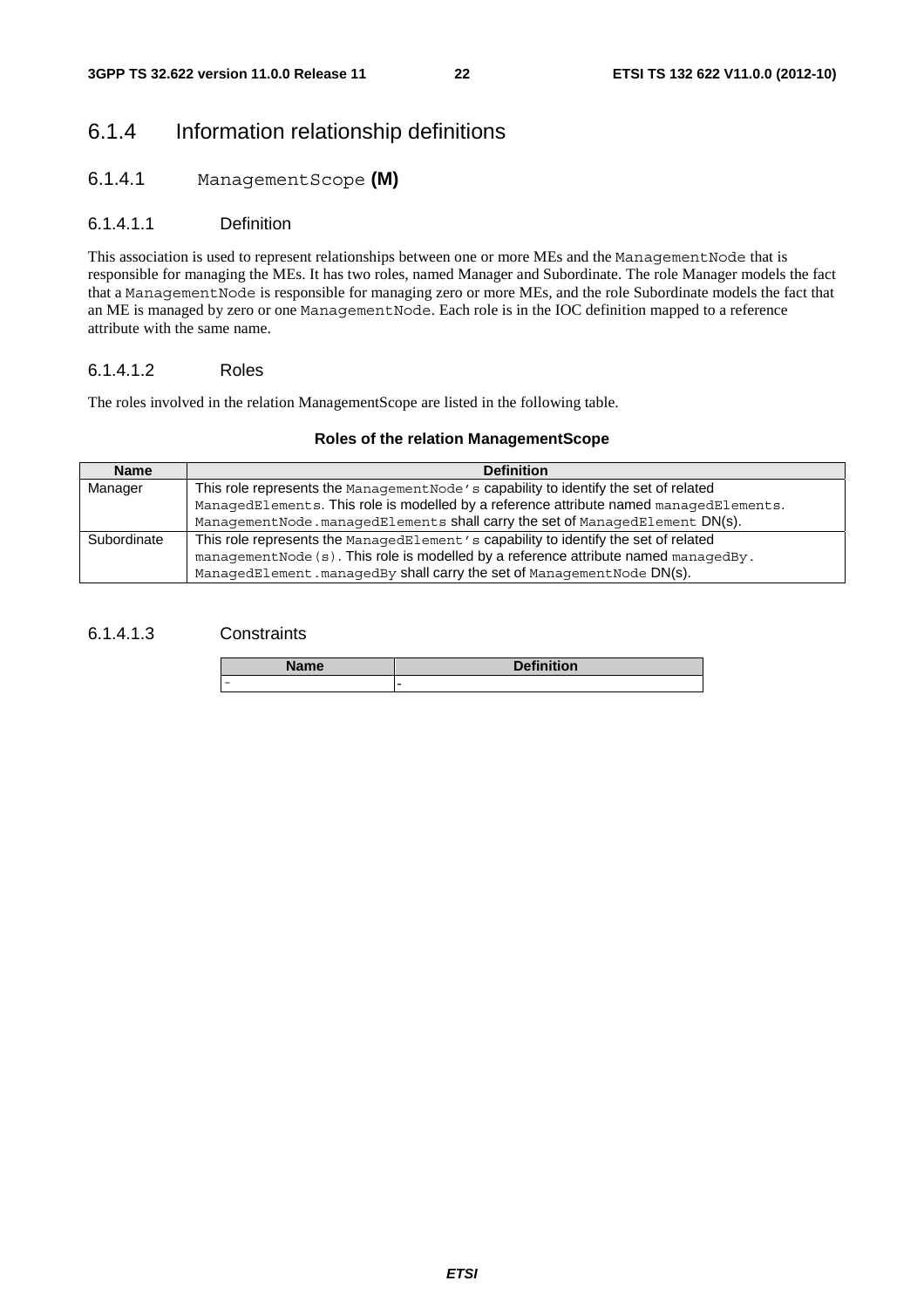## 6.1.4 Information relationship definitions

### 6.1.4.1 ManagementScope (M)

#### 6.1.4.1.1 Definition

This association is used to represent relationships between one or more MEs and the ManagementNode that is responsible for managing the MEs. It has two roles, named Manager and Subordinate. The role Manager models the fact that a ManagementNode is responsible for managing zero or more MEs, and the role Subordinate models the fact that an ME is managed by zero or one ManagementNode. Each role is in the IOC definition mapped to a reference attribute with the same name.

#### 6.1.4.1.2 Roles

The roles involved in the relation ManagementScope are listed in the following table.

**Roles of the relation ManagementScope**

| Name | Definition |
|---|---|
| Manager | This role represents the ManagementNode's capability to identify the set of related ManagedElements. This role is modelled by a reference attribute named managedElements. ManagementNode.managedElements shall carry the set of ManagedElement DN(s). |
| Subordinate | This role represents the ManagedElement's capability to identify the set of related managementNode(s). This role is modelled by a reference attribute named managedBy. ManagedElement.managedBy shall carry the set of ManagementNode DN(s). |

#### 6.1.4.1.3 Constraints

| Name | Definition |
|---|---|
| - | - |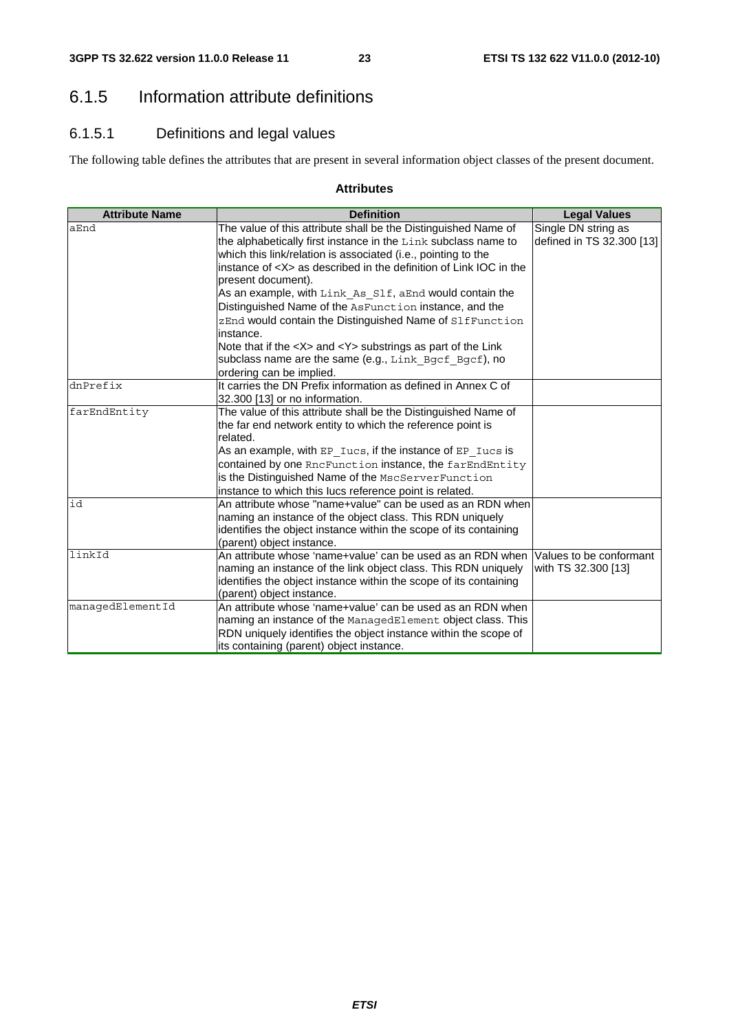## 6.1.5 Information attribute definitions

### 6.1.5.1 Definitions and legal values

The following table defines the attributes that are present in several information object classes of the present document.

**Attributes**

| Attribute Name | Definition | Legal Values |
|---|---|---|
| aEnd | The value of this attribute shall be the Distinguished Name of the alphabetically first instance in the Link subclass name to which this link/relation is associated (i.e., pointing to the instance of <X> as described in the definition of Link IOC in the present document).<br>As an example, with Link_As_Slf, aEnd would contain the Distinguished Name of the AsFunction instance, and the zEnd would contain the Distinguished Name of SlfFunction instance.<br>Note that if the <X> and <Y> substrings as part of the Link subclass name are the same (e.g., Link_Bgcf_Bgcf), no ordering can be implied. | Single DN string as defined in TS 32.300 [13] |
| dnPrefix | It carries the DN Prefix information as defined in Annex C of 32.300 [13] or no information. | |
| farEndEntity | The value of this attribute shall be the Distinguished Name of the far end network entity to which the reference point is related.<br>As an example, with EP_Iucs, if the instance of EP_Iucs is contained by one RncFunction instance, the farEndEntity is the Distinguished Name of the MscServerFunction instance to which this Iucs reference point is related. | |
| id | An attribute whose "name+value" can be used as an RDN when naming an instance of the object class. This RDN uniquely identifies the object instance within the scope of its containing (parent) object instance. | |
| linkId | An attribute whose 'name+value' can be used as an RDN when naming an instance of the link object class. This RDN uniquely identifies the object instance within the scope of its containing (parent) object instance. | Values to be conformant with TS 32.300 [13] |
| managedElementId | An attribute whose 'name+value' can be used as an RDN when naming an instance of the ManagedElement object class. This RDN uniquely identifies the object instance within the scope of its containing (parent) object instance. | |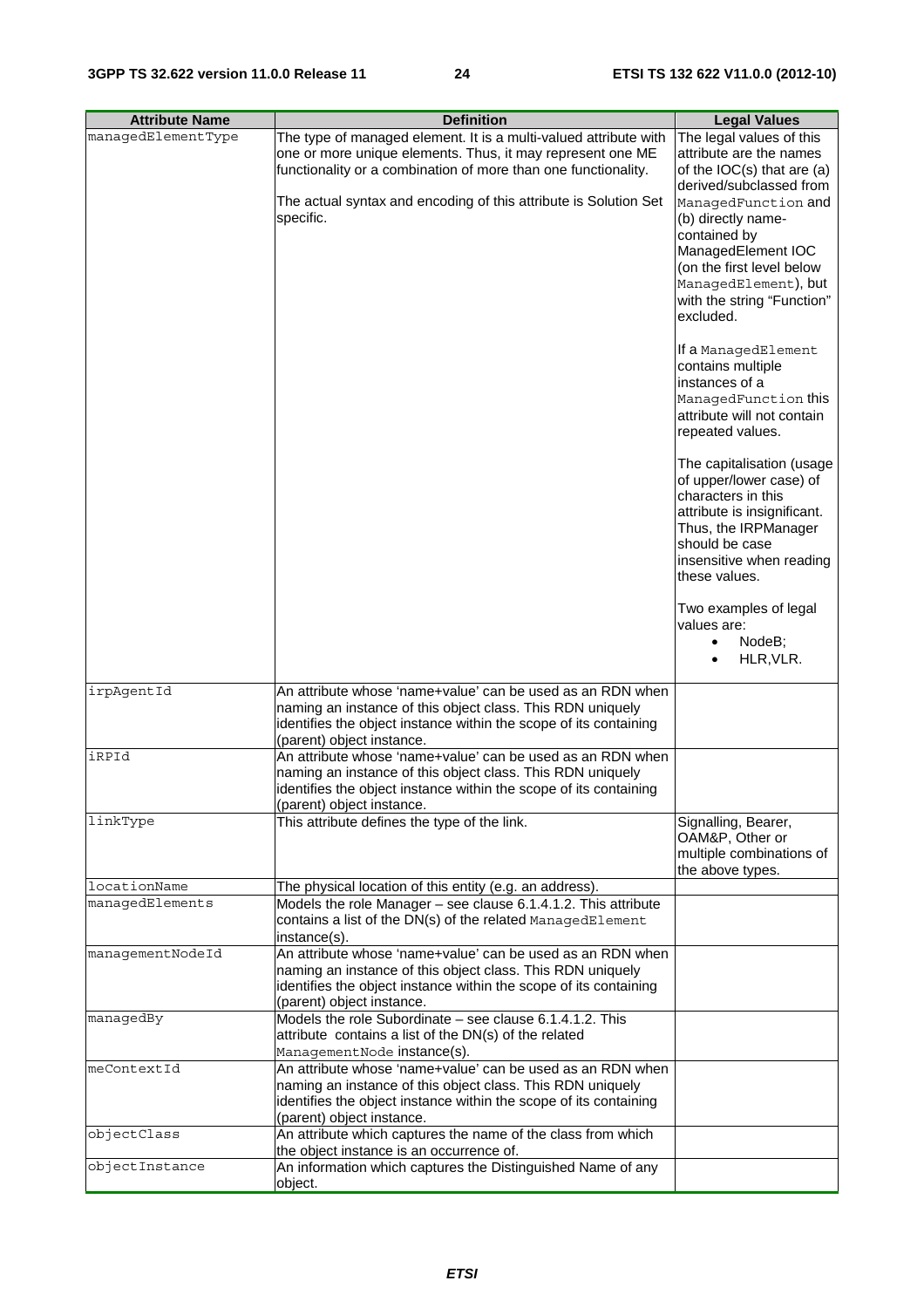| Attribute Name | Definition | Legal Values |
| --- | --- | --- |
| managedElementType | The type of managed element. It is a multi-valued attribute with one or more unique elements. Thus, it may represent one ME functionality or a combination of more than one functionality.<br><br>The actual syntax and encoding of this attribute is Solution Set specific. | The legal values of this attribute are the names of the IOC(s) that are (a) derived/subclassed from ManagedFunction and (b) directly name-contained by ManagedElement IOC (on the first level below ManagedElement), but with the string "Function" excluded.<br><br>If a ManagedElement contains multiple instances of a ManagedFunction this attribute will not contain repeated values.<br><br>The capitalisation (usage of upper/lower case) of characters in this attribute is insignificant. Thus, the IRPManager should be case insensitive when reading these values.<br><br>Two examples of legal values are:<br>• NodeB;<br>• HLR,VLR. |
| irpAgentId | An attribute whose 'name+value' can be used as an RDN when naming an instance of this object class. This RDN uniquely identifies the object instance within the scope of its containing (parent) object instance. | |
| iRPId | An attribute whose 'name+value' can be used as an RDN when naming an instance of this object class. This RDN uniquely identifies the object instance within the scope of its containing (parent) object instance. | |
| linkType | This attribute defines the type of the link. | Signalling, Bearer, OAM&P, Other or multiple combinations of the above types. |
| locationName | The physical location of this entity (e.g. an address). | |
| managedElements | Models the role Manager – see clause 6.1.4.1.2. This attribute contains a list of the DN(s) of the related ManagedElement instance(s). | |
| managementNodeId | An attribute whose 'name+value' can be used as an RDN when naming an instance of this object class. This RDN uniquely identifies the object instance within the scope of its containing (parent) object instance. | |
| managedBy | Models the role Subordinate – see clause 6.1.4.1.2. This attribute contains a list of the DN(s) of the related ManagementNode instance(s). | |
| meContextId | An attribute whose 'name+value' can be used as an RDN when naming an instance of this object class. This RDN uniquely identifies the object instance within the scope of its containing (parent) object instance. | |
| objectClass | An attribute which captures the name of the class from which the object instance is an occurrence of. | |
| objectInstance | An information which captures the Distinguished Name of any object. | |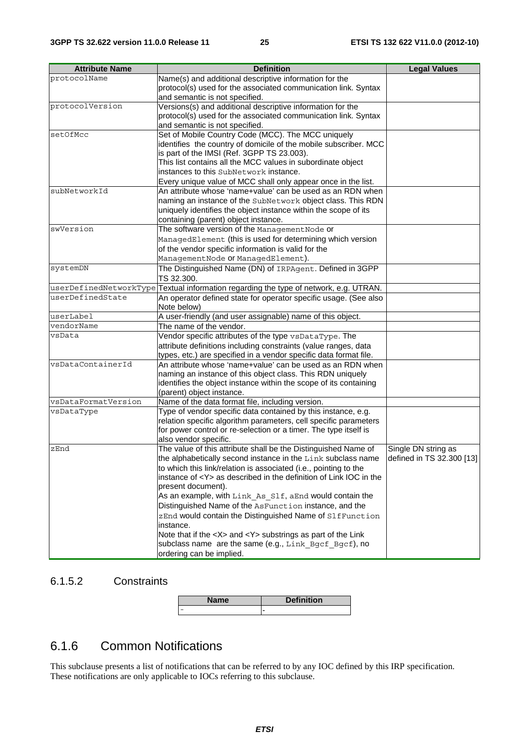| Attribute Name | Definition | Legal Values |
|---|---|---|
| protocolName | Name(s) and additional descriptive information for the protocol(s) used for the associated communication link. Syntax and semantic is not specified. | |
| protocolVersion | Versions(s) and additional descriptive information for the protocol(s) used for the associated communication link. Syntax and semantic is not specified. | |
| setOfMcc | Set of Mobile Country Code (MCC). The MCC uniquely identifies the country of domicile of the mobile subscriber. MCC is part of the IMSI (Ref. 3GPP TS 23.003).<br>This list contains all the MCC values in subordinate object instances to this SubNetwork instance.<br>Every unique value of MCC shall only appear once in the list. | |
| subNetworkId | An attribute whose 'name+value' can be used as an RDN when naming an instance of the SubNetwork object class. This RDN uniquely identifies the object instance within the scope of its containing (parent) object instance. | |
| swVersion | The software version of the ManagementNode or ManagedElement (this is used for determining which version of the vendor specific information is valid for the ManagementNode or ManagedElement). | |
| systemDN | The Distinguished Name (DN) of IRPAgent. Defined in 3GPP TS 32.300. | |
| userDefinedNetworkType | Textual information regarding the type of network, e.g. UTRAN. | |
| userDefinedState | An operator defined state for operator specific usage. (See also Note below) | |
| userLabel | A user-friendly (and user assignable) name of this object. | |
| vendorName | The name of the vendor. | |
| vsData | Vendor specific attributes of the type vsDataType. The attribute definitions including constraints (value ranges, data types, etc.) are specified in a vendor specific data format file. | |
| vsDataContainerId | An attribute whose 'name+value' can be used as an RDN when naming an instance of this object class. This RDN uniquely identifies the object instance within the scope of its containing (parent) object instance. | |
| vsDataFormatVersion | Name of the data format file, including version. | |
| vsDataType | Type of vendor specific data contained by this instance, e.g. relation specific algorithm parameters, cell specific parameters for power control or re-selection or a timer. The type itself is also vendor specific. | |
| zEnd | The value of this attribute shall be the Distinguished Name of the alphabetically second instance in the Link subclass name to which this link/relation is associated (i.e., pointing to the instance of <Y> as described in the definition of Link IOC in the present document).<br>As an example, with Link_As_Slf, aEnd would contain the Distinguished Name of the AsFunction instance, and the zEnd would contain the Distinguished Name of SlfFunction instance.<br>Note that if the <X> and <Y> substrings as part of the Link subclass name are the same (e.g., Link_Bgcf_Bgcf), no ordering can be implied. | Single DN string as defined in TS 32.300 [13] |

### 6.1.5.2 Constraints

| Name | Definition |
|---|---|
| - | - |

## 6.1.6 Common Notifications

This subclause presents a list of notifications that can be referred to by any IOC defined by this IRP specification. These notifications are only applicable to IOCs referring to this subclause.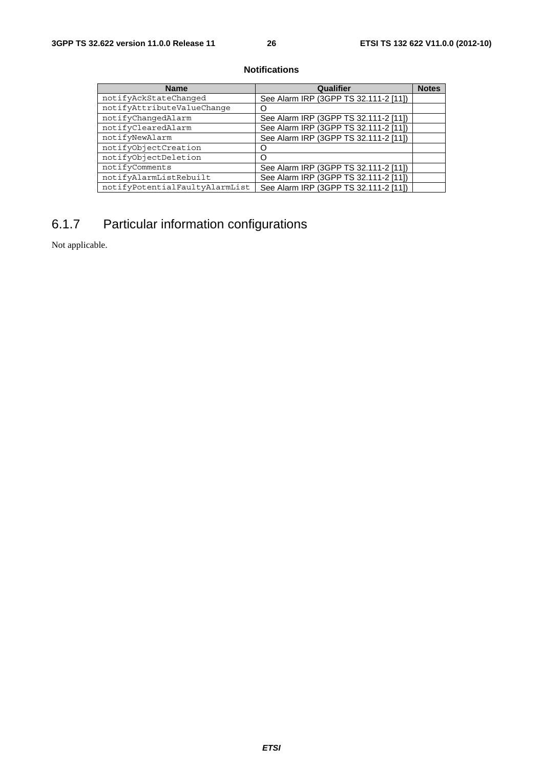**Notifications**

| Name | Qualifier | Notes |
|---|---|---|
| notifyAckStateChanged | See Alarm IRP (3GPP TS 32.111-2 [11]) | |
| notifyAttributeValueChange | O | |
| notifyChangedAlarm | See Alarm IRP (3GPP TS 32.111-2 [11]) | |
| notifyClearedAlarm | See Alarm IRP (3GPP TS 32.111-2 [11]) | |
| notifyNewAlarm | See Alarm IRP (3GPP TS 32.111-2 [11]) | |
| notifyObjectCreation | O | |
| notifyObjectDeletion | O | |
| notifyComments | See Alarm IRP (3GPP TS 32.111-2 [11]) | |
| notifyAlarmListRebuilt | See Alarm IRP (3GPP TS 32.111-2 [11]) | |
| notifyPotentialFaultyAlarmList | See Alarm IRP (3GPP TS 32.111-2 [11]) | |

## 6.1.7 Particular information configurations

Not applicable.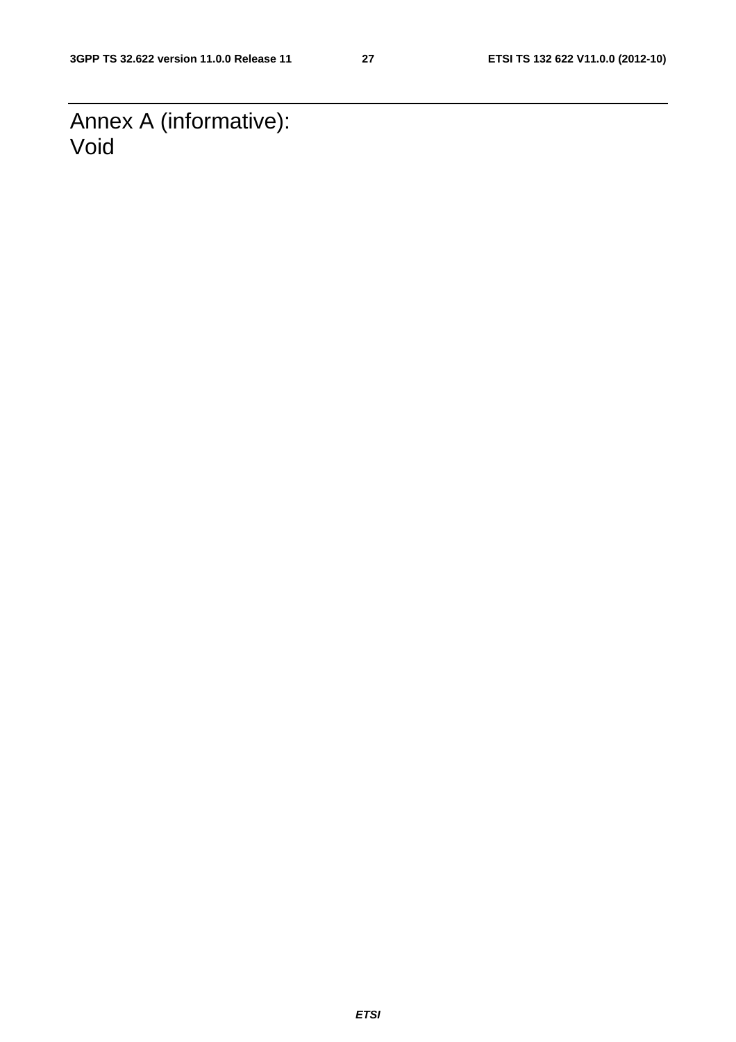# Annex A (informative): Void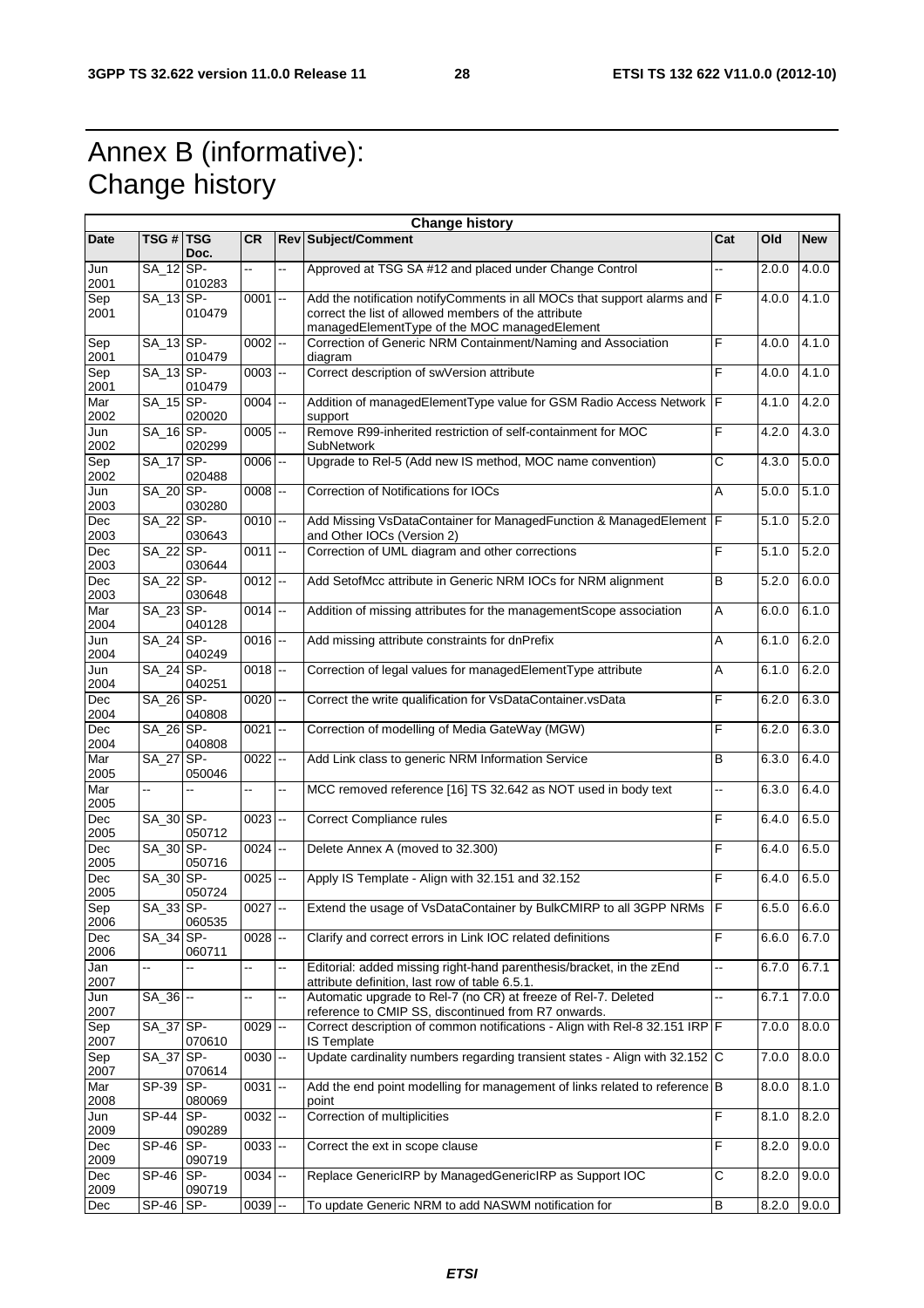# Annex B (informative): Change history

| Change history | | | | | | | | |
|---|---|---|---|---|---|---|---|---|
| **Date** | **TSG #** | **TSG Doc.** | **CR** | **Rev** | **Subject/Comment** | **Cat** | **Old** | **New** |
| Jun 2001 | SA_12 | SP-010283 | -- | -- | Approved at TSG SA #12 and placed under Change Control | -- | 2.0.0 | 4.0.0 |
| Sep 2001 | SA_13 | SP-010479 | 0001 | -- | Add the notification notifyComments in all MOCs that support alarms and correct the list of allowed members of the attribute managedElementType of the MOC managedElement | F | 4.0.0 | 4.1.0 |
| Sep 2001 | SA_13 | SP-010479 | 0002 | -- | Correction of Generic NRM Containment/Naming and Association diagram | F | 4.0.0 | 4.1.0 |
| Sep 2001 | SA_13 | SP-010479 | 0003 | -- | Correct description of swVersion attribute | F | 4.0.0 | 4.1.0 |
| Mar 2002 | SA_15 | SP-020020 | 0004 | -- | Addition of managedElementType value for GSM Radio Access Network support | F | 4.1.0 | 4.2.0 |
| Jun 2002 | SA_16 | SP-020299 | 0005 | -- | Remove R99-inherited restriction of self-containment for MOC SubNetwork | F | 4.2.0 | 4.3.0 |
| Sep 2002 | SA_17 | SP-020488 | 0006 | -- | Upgrade to Rel-5 (Add new IS method, MOC name convention) | C | 4.3.0 | 5.0.0 |
| Jun 2003 | SA_20 | SP-030280 | 0008 | -- | Correction of Notifications for IOCs | A | 5.0.0 | 5.1.0 |
| Dec 2003 | SA_22 | SP-030643 | 0010 | -- | Add Missing VsDataContainer for ManagedFunction & ManagedElement and Other IOCs (Version 2) | F | 5.1.0 | 5.2.0 |
| Dec 2003 | SA_22 | SP-030644 | 0011 | -- | Correction of UML diagram and other corrections | F | 5.1.0 | 5.2.0 |
| Dec 2003 | SA_22 | SP-030648 | 0012 | -- | Add SetofMcc attribute in Generic NRM IOCs for NRM alignment | B | 5.2.0 | 6.0.0 |
| Mar 2004 | SA_23 | SP-040128 | 0014 | -- | Addition of missing attributes for the managementScope association | A | 6.0.0 | 6.1.0 |
| Jun 2004 | SA_24 | SP-040249 | 0016 | -- | Add missing attribute constraints for dnPrefix | A | 6.1.0 | 6.2.0 |
| Jun 2004 | SA_24 | SP-040251 | 0018 | -- | Correction of legal values for managedElementType attribute | A | 6.1.0 | 6.2.0 |
| Dec 2004 | SA_26 | SP-040808 | 0020 | -- | Correct the write qualification for VsDataContainer.vsData | F | 6.2.0 | 6.3.0 |
| Dec 2004 | SA_26 | SP-040808 | 0021 | -- | Correction of modelling of Media GateWay (MGW) | F | 6.2.0 | 6.3.0 |
| Mar 2005 | SA_27 | SP-050046 | 0022 | -- | Add Link class to generic NRM Information Service | B | 6.3.0 | 6.4.0 |
| Mar 2005 | -- | -- | -- | -- | MCC removed reference [16] TS 32.642 as NOT used in body text | -- | 6.3.0 | 6.4.0 |
| Dec 2005 | SA_30 | SP-050712 | 0023 | -- | Correct Compliance rules | F | 6.4.0 | 6.5.0 |
| Dec 2005 | SA_30 | SP-050716 | 0024 | -- | Delete Annex A (moved to 32.300) | F | 6.4.0 | 6.5.0 |
| Dec 2005 | SA_30 | SP-050724 | 0025 | -- | Apply IS Template - Align with 32.151 and 32.152 | F | 6.4.0 | 6.5.0 |
| Sep 2006 | SA_33 | SP-060535 | 0027 | -- | Extend the usage of VsDataContainer by BulkCMIRP to all 3GPP NRMs | F | 6.5.0 | 6.6.0 |
| Dec 2006 | SA_34 | SP-060711 | 0028 | -- | Clarify and correct errors in Link IOC related definitions | F | 6.6.0 | 6.7.0 |
| Jan 2007 | -- | -- | -- | -- | Editorial: added missing right-hand parenthesis/bracket, in the zEnd attribute definition, last row of table 6.5.1. | -- | 6.7.0 | 6.7.1 |
| Jun 2007 | SA_36 | -- | -- | -- | Automatic upgrade to Rel-7 (no CR) at freeze of Rel-7. Deleted reference to CMIP SS, discontinued from R7 onwards. | -- | 6.7.1 | 7.0.0 |
| Sep 2007 | SA_37 | SP-070610 | 0029 | -- | Correct description of common notifications - Align with Rel-8 32.151 IRP IS Template | F | 7.0.0 | 8.0.0 |
| Sep 2007 | SA_37 | SP-070614 | 0030 | -- | Update cardinality numbers regarding transient states - Align with 32.152 | C | 7.0.0 | 8.0.0 |
| Mar 2008 | SP-39 | SP-080069 | 0031 | -- | Add the end point modelling for management of links related to reference point | B | 8.0.0 | 8.1.0 |
| Jun 2009 | SP-44 | SP-090289 | 0032 | -- | Correction of multiplicities | F | 8.1.0 | 8.2.0 |
| Dec 2009 | SP-46 | SP-090719 | 0033 | -- | Correct the ext in scope clause | F | 8.2.0 | 9.0.0 |
| Dec 2009 | SP-46 | SP-090719 | 0034 | -- | Replace GenericIRP by ManagedGenericIRP as Support IOC | C | 8.2.0 | 9.0.0 |
| Dec | SP-46 | SP- | 0039 | -- | To update Generic NRM to add NASWM notification for | B | 8.2.0 | 9.0.0 |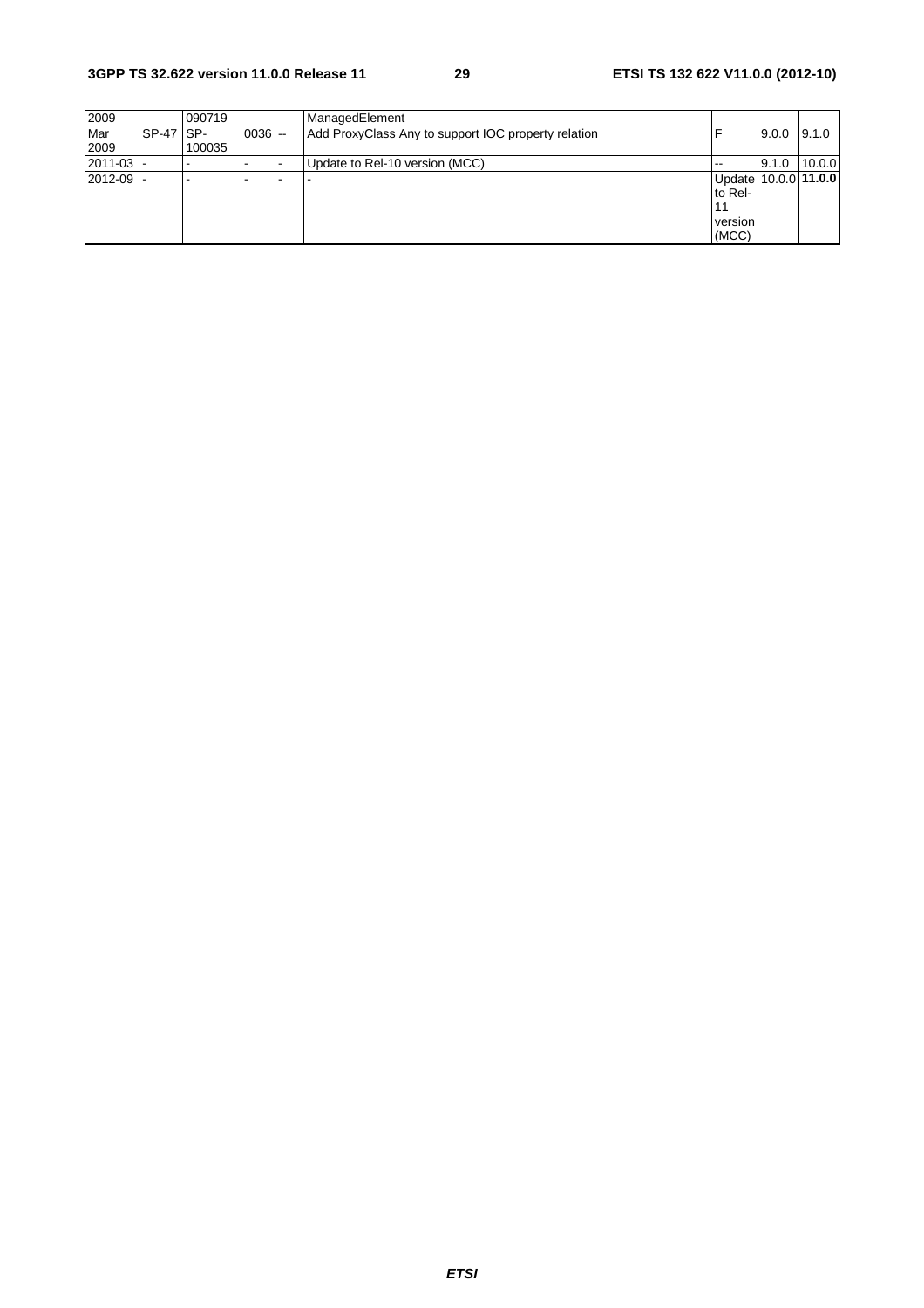| 2009 | | 090719 | | | ManagedElement | | | |
|---|---|---|---|---|---|---|---|---|
| Mar 2009 | SP-47 | SP-100035 | 0036 | -- | Add ProxyClass Any to support IOC property relation | F | 9.0.0 | 9.1.0 |
| 2011-03 | - | - | - | - | Update to Rel-10 version (MCC) | -- | 9.1.0 | 10.0.0 |
| 2012-09 | - | - | - | - | - | Update to Rel-11 version (MCC) | 10.0.0 | **11.0.0** |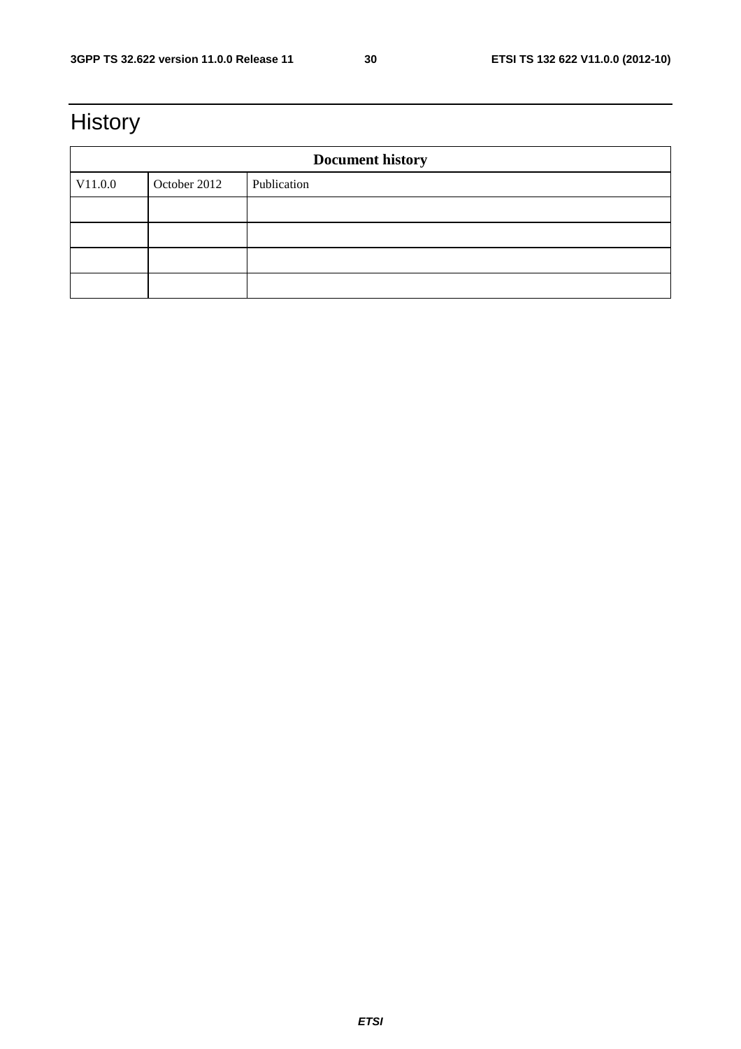# History

| Document history | | |
|---|---|---|
| V11.0.0 | October 2012 | Publication |
| | | |
| | | |
| | | |
| | | |